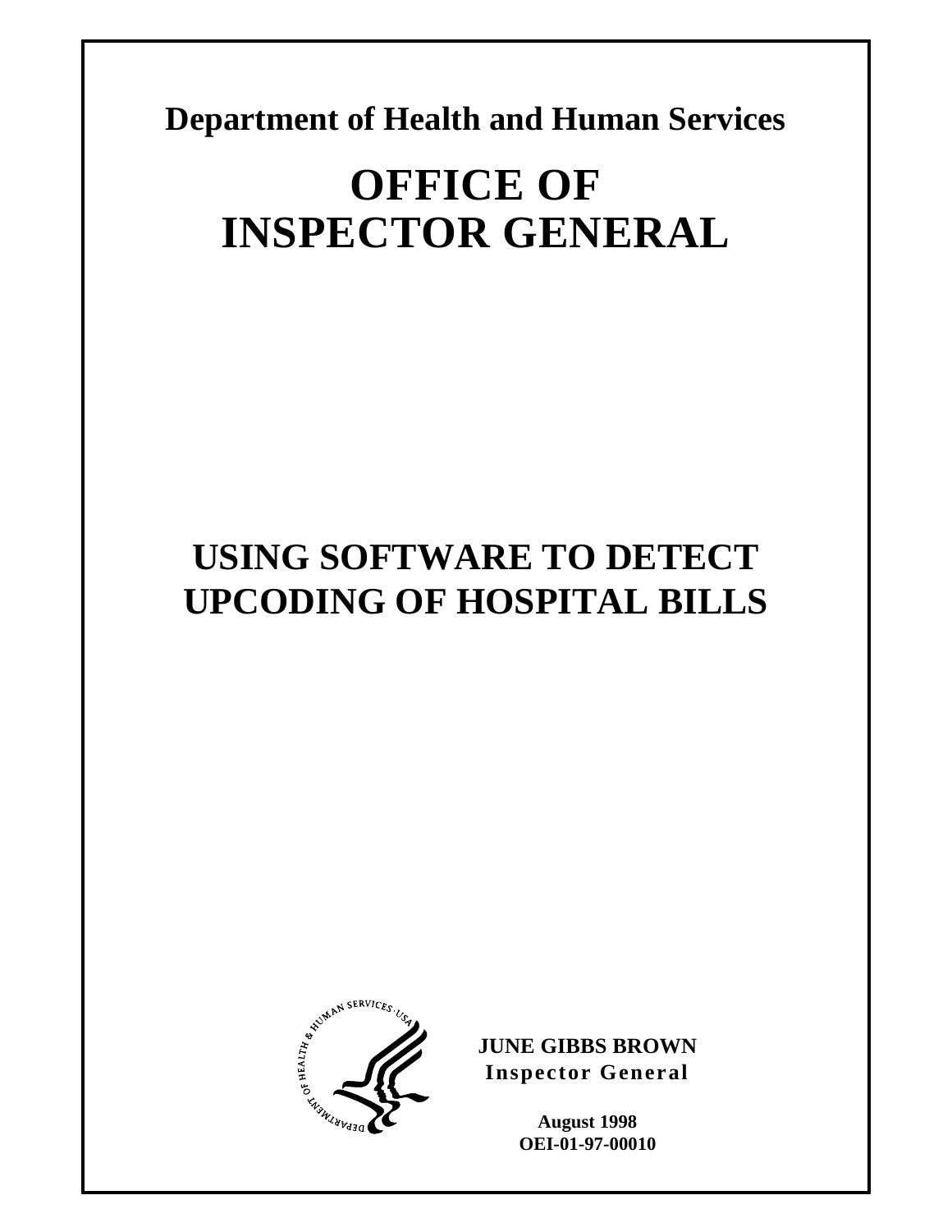**Department of Health and Human Services**

# OFFICE OF INSPECTOR GENERAL

# USING SOFTWARE TO DETECT UPCODING OF HOSPITAL BILLS

**JUNE GIBBS BROWN**
**Inspector General**

**August 1998**
**OEI-01-97-00010**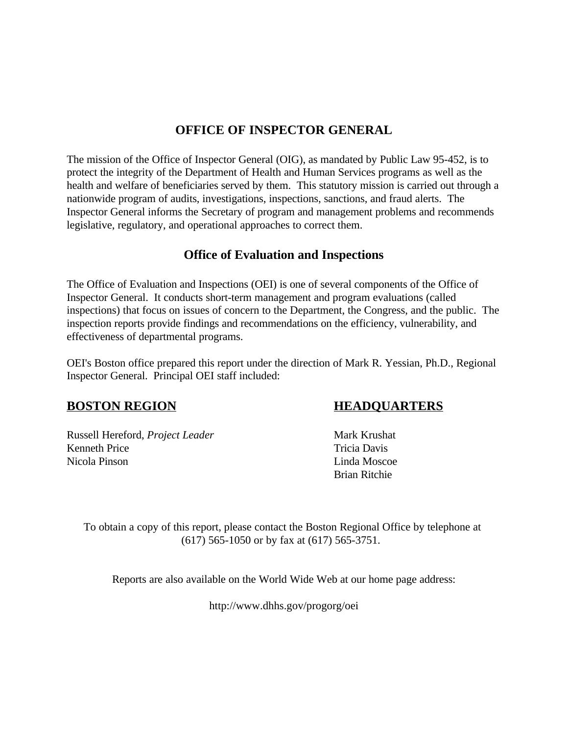# OFFICE OF INSPECTOR GENERAL

The mission of the Office of Inspector General (OIG), as mandated by Public Law 95-452, is to protect the integrity of the Department of Health and Human Services programs as well as the health and welfare of beneficiaries served by them. This statutory mission is carried out through a nationwide program of audits, investigations, inspections, sanctions, and fraud alerts. The Inspector General informs the Secretary of program and management problems and recommends legislative, regulatory, and operational approaches to correct them.

## Office of Evaluation and Inspections

The Office of Evaluation and Inspections (OEI) is one of several components of the Office of Inspector General. It conducts short-term management and program evaluations (called inspections) that focus on issues of concern to the Department, the Congress, and the public. The inspection reports provide findings and recommendations on the efficiency, vulnerability, and effectiveness of departmental programs.

OEI's Boston office prepared this report under the direction of Mark R. Yessian, Ph.D., Regional Inspector General. Principal OEI staff included:

**BOSTON REGION**

Russell Hereford, *Project Leader*
Kenneth Price
Nicola Pinson

**HEADQUARTERS**

Mark Krushat
Tricia Davis
Linda Moscoe
Brian Ritchie

To obtain a copy of this report, please contact the Boston Regional Office by telephone at (617) 565-1050 or by fax at (617) 565-3751.

Reports are also available on the World Wide Web at our home page address:

http://www.dhhs.gov/progorg/oei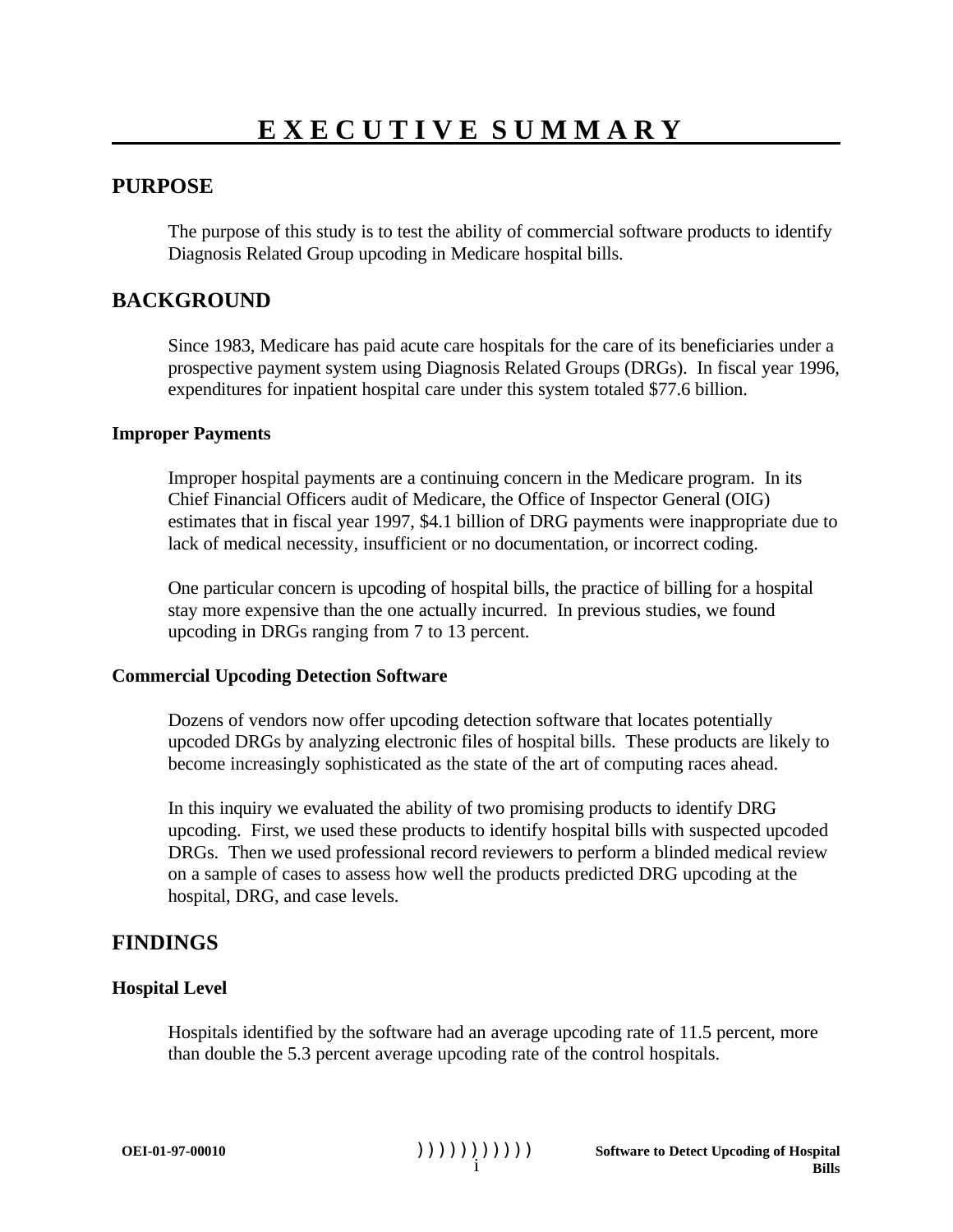# EXECUTIVE SUMMARY

## PURPOSE

The purpose of this study is to test the ability of commercial software products to identify Diagnosis Related Group upcoding in Medicare hospital bills.

## BACKGROUND

Since 1983, Medicare has paid acute care hospitals for the care of its beneficiaries under a prospective payment system using Diagnosis Related Groups (DRGs). In fiscal year 1996, expenditures for inpatient hospital care under this system totaled $77.6 billion.

### Improper Payments

Improper hospital payments are a continuing concern in the Medicare program. In its Chief Financial Officers audit of Medicare, the Office of Inspector General (OIG) estimates that in fiscal year 1997, $4.1 billion of DRG payments were inappropriate due to lack of medical necessity, insufficient or no documentation, or incorrect coding.

One particular concern is upcoding of hospital bills, the practice of billing for a hospital stay more expensive than the one actually incurred. In previous studies, we found upcoding in DRGs ranging from 7 to 13 percent.

### Commercial Upcoding Detection Software

Dozens of vendors now offer upcoding detection software that locates potentially upcoded DRGs by analyzing electronic files of hospital bills. These products are likely to become increasingly sophisticated as the state of the art of computing races ahead.

In this inquiry we evaluated the ability of two promising products to identify DRG upcoding. First, we used these products to identify hospital bills with suspected upcoded DRGs. Then we used professional record reviewers to perform a blinded medical review on a sample of cases to assess how well the products predicted DRG upcoding at the hospital, DRG, and case levels.

## FINDINGS

### Hospital Level

Hospitals identified by the software had an average upcoding rate of 11.5 percent, more than double the 5.3 percent average upcoding rate of the control hospitals.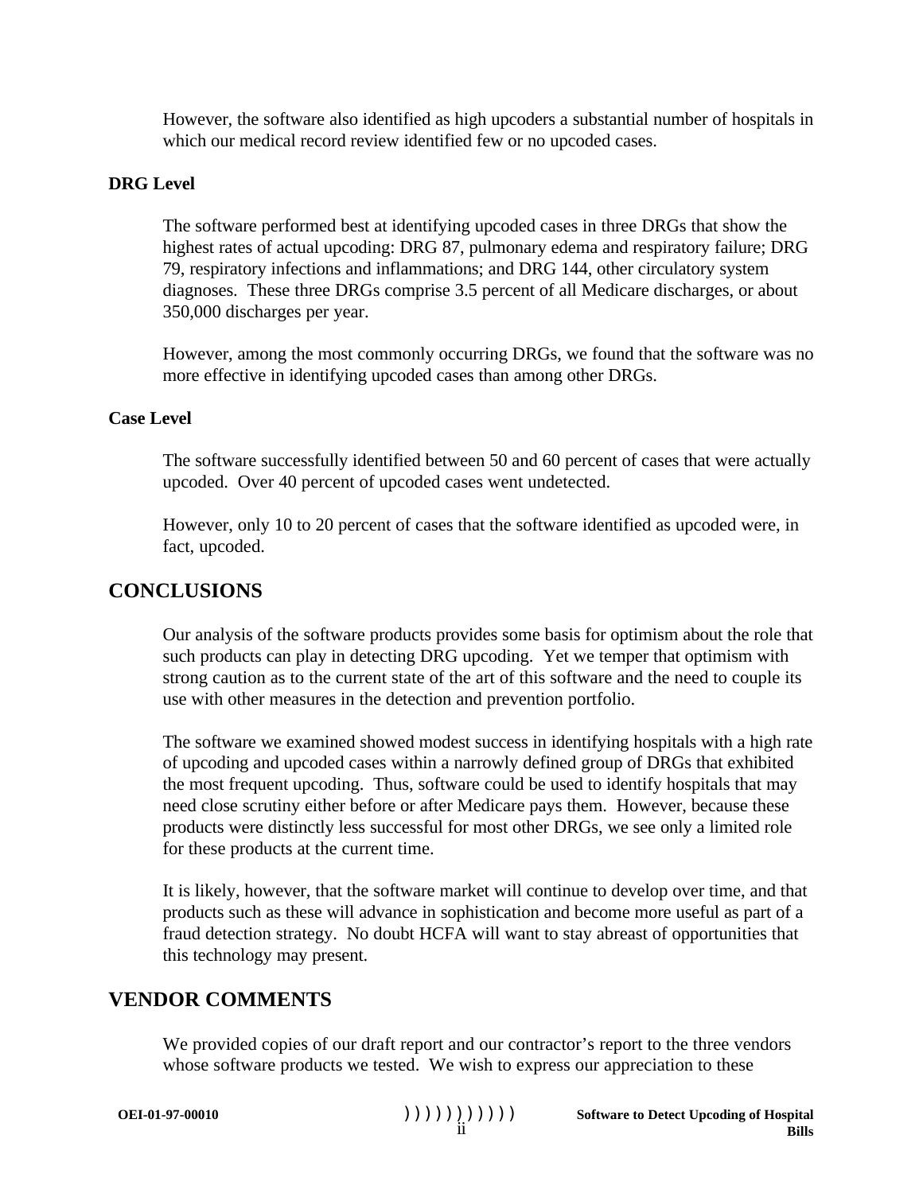However, the software also identified as high upcoders a substantial number of hospitals in which our medical record review identified few or no upcoded cases.

**DRG Level**

The software performed best at identifying upcoded cases in three DRGs that show the highest rates of actual upcoding: DRG 87, pulmonary edema and respiratory failure; DRG 79, respiratory infections and inflammations; and DRG 144, other circulatory system diagnoses. These three DRGs comprise 3.5 percent of all Medicare discharges, or about 350,000 discharges per year.

However, among the most commonly occurring DRGs, we found that the software was no more effective in identifying upcoded cases than among other DRGs.

**Case Level**

The software successfully identified between 50 and 60 percent of cases that were actually upcoded. Over 40 percent of upcoded cases went undetected.

However, only 10 to 20 percent of cases that the software identified as upcoded were, in fact, upcoded.

## CONCLUSIONS

Our analysis of the software products provides some basis for optimism about the role that such products can play in detecting DRG upcoding. Yet we temper that optimism with strong caution as to the current state of the art of this software and the need to couple its use with other measures in the detection and prevention portfolio.

The software we examined showed modest success in identifying hospitals with a high rate of upcoding and upcoded cases within a narrowly defined group of DRGs that exhibited the most frequent upcoding. Thus, software could be used to identify hospitals that may need close scrutiny either before or after Medicare pays them. However, because these products were distinctly less successful for most other DRGs, we see only a limited role for these products at the current time.

It is likely, however, that the software market will continue to develop over time, and that products such as these will advance in sophistication and become more useful as part of a fraud detection strategy. No doubt HCFA will want to stay abreast of opportunities that this technology may present.

## VENDOR COMMENTS

We provided copies of our draft report and our contractor's report to the three vendors whose software products we tested. We wish to express our appreciation to these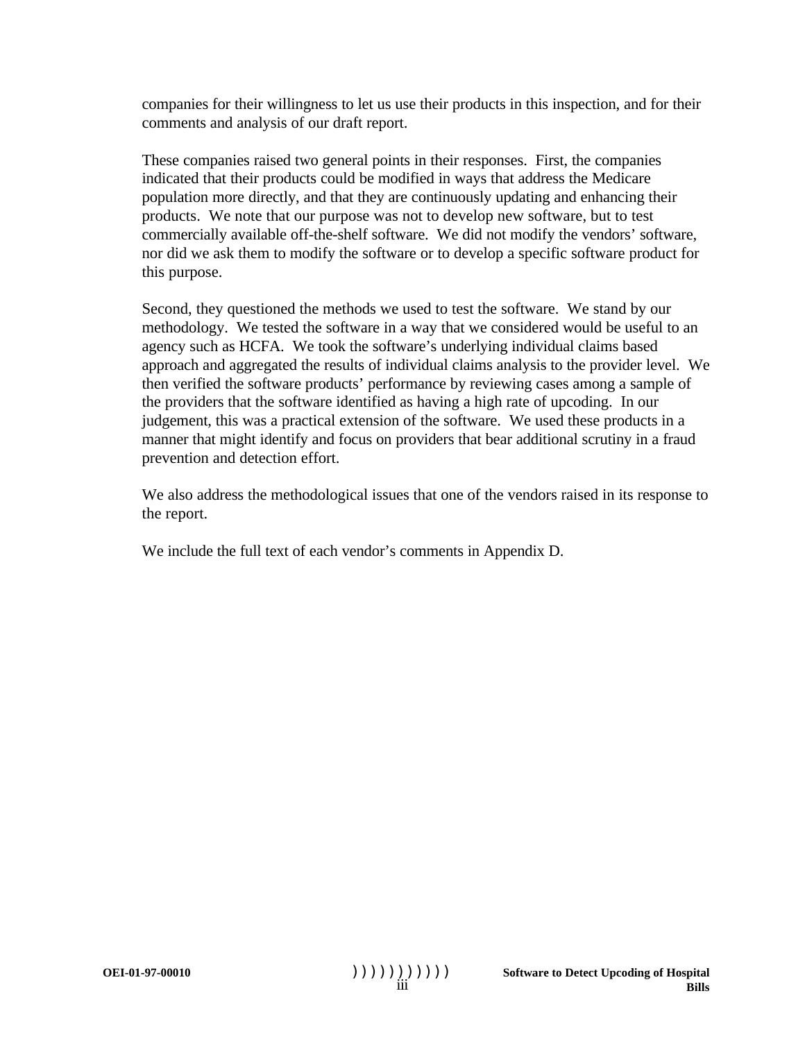companies for their willingness to let us use their products in this inspection, and for their comments and analysis of our draft report.

These companies raised two general points in their responses. First, the companies indicated that their products could be modified in ways that address the Medicare population more directly, and that they are continuously updating and enhancing their products. We note that our purpose was not to develop new software, but to test commercially available off-the-shelf software. We did not modify the vendors' software, nor did we ask them to modify the software or to develop a specific software product for this purpose.

Second, they questioned the methods we used to test the software. We stand by our methodology. We tested the software in a way that we considered would be useful to an agency such as HCFA. We took the software's underlying individual claims based approach and aggregated the results of individual claims analysis to the provider level. We then verified the software products' performance by reviewing cases among a sample of the providers that the software identified as having a high rate of upcoding. In our judgement, this was a practical extension of the software. We used these products in a manner that might identify and focus on providers that bear additional scrutiny in a fraud prevention and detection effort.

We also address the methodological issues that one of the vendors raised in its response to the report.

We include the full text of each vendor's comments in Appendix D.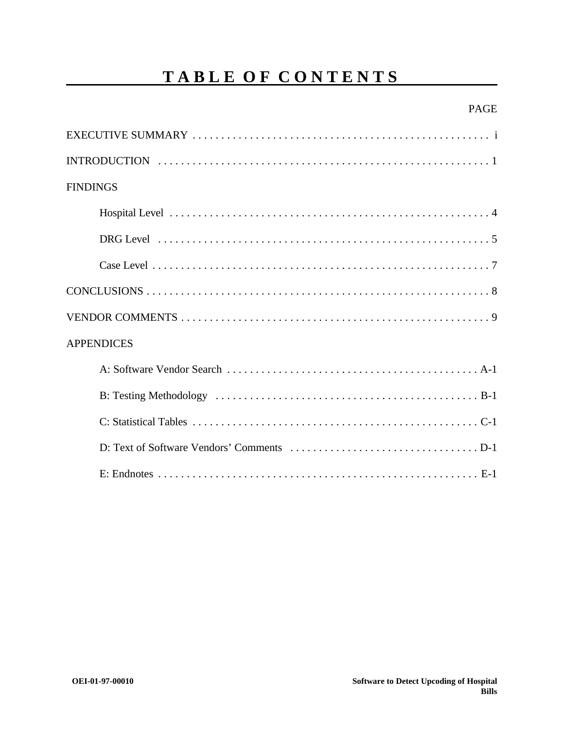# TABLE OF CONTENTS

PAGE

EXECUTIVE SUMMARY . . . . . . . . . . . . . . . . . . . . . . . . . . . . . . . . . . . . . . . . . . . . . . . . i

INTRODUCTION . . . . . . . . . . . . . . . . . . . . . . . . . . . . . . . . . . . . . . . . . . . . . . . . . . . . 1

FINDINGS

- Hospital Level . . . . . . . . . . . . . . . . . . . . . . . . . . . . . . . . . . . . . . . . . . . . . . . . . . 4
- DRG Level . . . . . . . . . . . . . . . . . . . . . . . . . . . . . . . . . . . . . . . . . . . . . . . . . . . . 5
- Case Level . . . . . . . . . . . . . . . . . . . . . . . . . . . . . . . . . . . . . . . . . . . . . . . . . . . . 7

CONCLUSIONS . . . . . . . . . . . . . . . . . . . . . . . . . . . . . . . . . . . . . . . . . . . . . . . . . . . . . 8

VENDOR COMMENTS . . . . . . . . . . . . . . . . . . . . . . . . . . . . . . . . . . . . . . . . . . . . . . . 9

APPENDICES

- A: Software Vendor Search . . . . . . . . . . . . . . . . . . . . . . . . . . . . . . . . . . . . . . . . . A-1
- B: Testing Methodology . . . . . . . . . . . . . . . . . . . . . . . . . . . . . . . . . . . . . . . . . . . B-1
- C: Statistical Tables . . . . . . . . . . . . . . . . . . . . . . . . . . . . . . . . . . . . . . . . . . . . . . C-1
- D: Text of Software Vendors' Comments . . . . . . . . . . . . . . . . . . . . . . . . . . . . . . . D-1
- E: Endnotes . . . . . . . . . . . . . . . . . . . . . . . . . . . . . . . . . . . . . . . . . . . . . . . . . . . E-1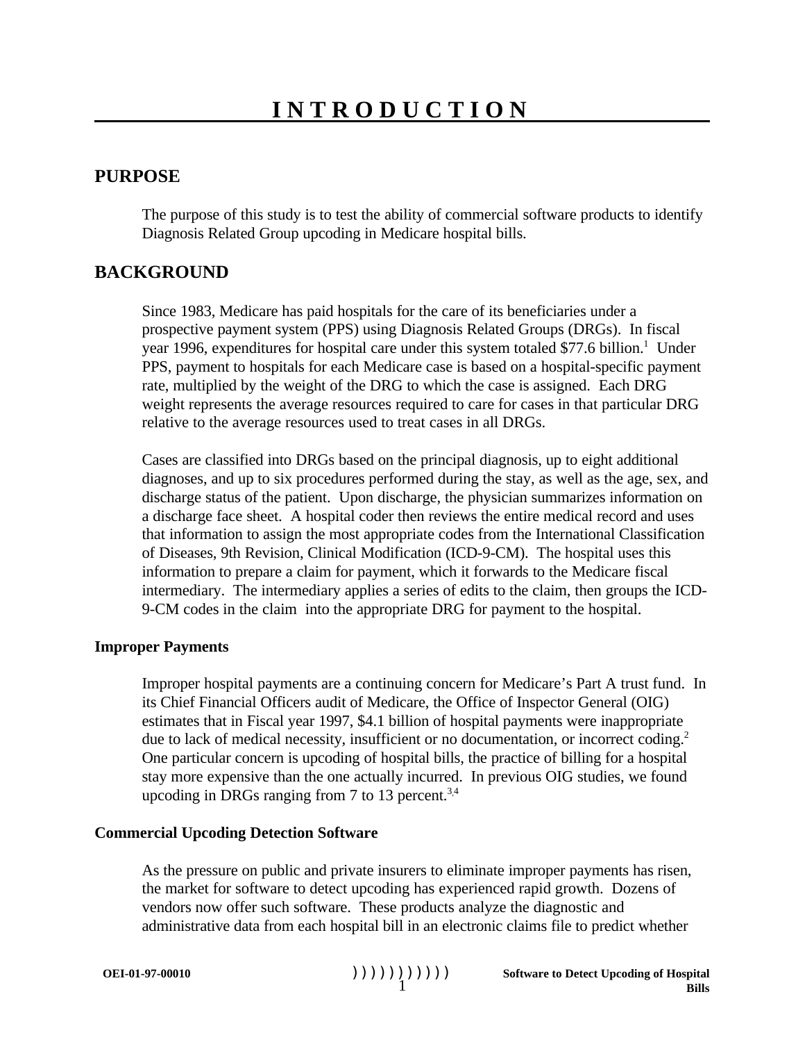# INTRODUCTION

## PURPOSE

The purpose of this study is to test the ability of commercial software products to identify Diagnosis Related Group upcoding in Medicare hospital bills.

## BACKGROUND

Since 1983, Medicare has paid hospitals for the care of its beneficiaries under a prospective payment system (PPS) using Diagnosis Related Groups (DRGs). In fiscal year 1996, expenditures for hospital care under this system totaled $77.6 billion.[1] Under PPS, payment to hospitals for each Medicare case is based on a hospital-specific payment rate, multiplied by the weight of the DRG to which the case is assigned. Each DRG weight represents the average resources required to care for cases in that particular DRG relative to the average resources used to treat cases in all DRGs.

Cases are classified into DRGs based on the principal diagnosis, up to eight additional diagnoses, and up to six procedures performed during the stay, as well as the age, sex, and discharge status of the patient. Upon discharge, the physician summarizes information on a discharge face sheet. A hospital coder then reviews the entire medical record and uses that information to assign the most appropriate codes from the International Classification of Diseases, 9th Revision, Clinical Modification (ICD-9-CM). The hospital uses this information to prepare a claim for payment, which it forwards to the Medicare fiscal intermediary. The intermediary applies a series of edits to the claim, then groups the ICD-9-CM codes in the claim into the appropriate DRG for payment to the hospital.

### Improper Payments

Improper hospital payments are a continuing concern for Medicare's Part A trust fund. In its Chief Financial Officers audit of Medicare, the Office of Inspector General (OIG) estimates that in Fiscal year 1997, $4.1 billion of hospital payments were inappropriate due to lack of medical necessity, insufficient or no documentation, or incorrect coding.[2] One particular concern is upcoding of hospital bills, the practice of billing for a hospital stay more expensive than the one actually incurred. In previous OIG studies, we found upcoding in DRGs ranging from 7 to 13 percent.[3,4]

### Commercial Upcoding Detection Software

As the pressure on public and private insurers to eliminate improper payments has risen, the market for software to detect upcoding has experienced rapid growth. Dozens of vendors now offer such software. These products analyze the diagnostic and administrative data from each hospital bill in an electronic claims file to predict whether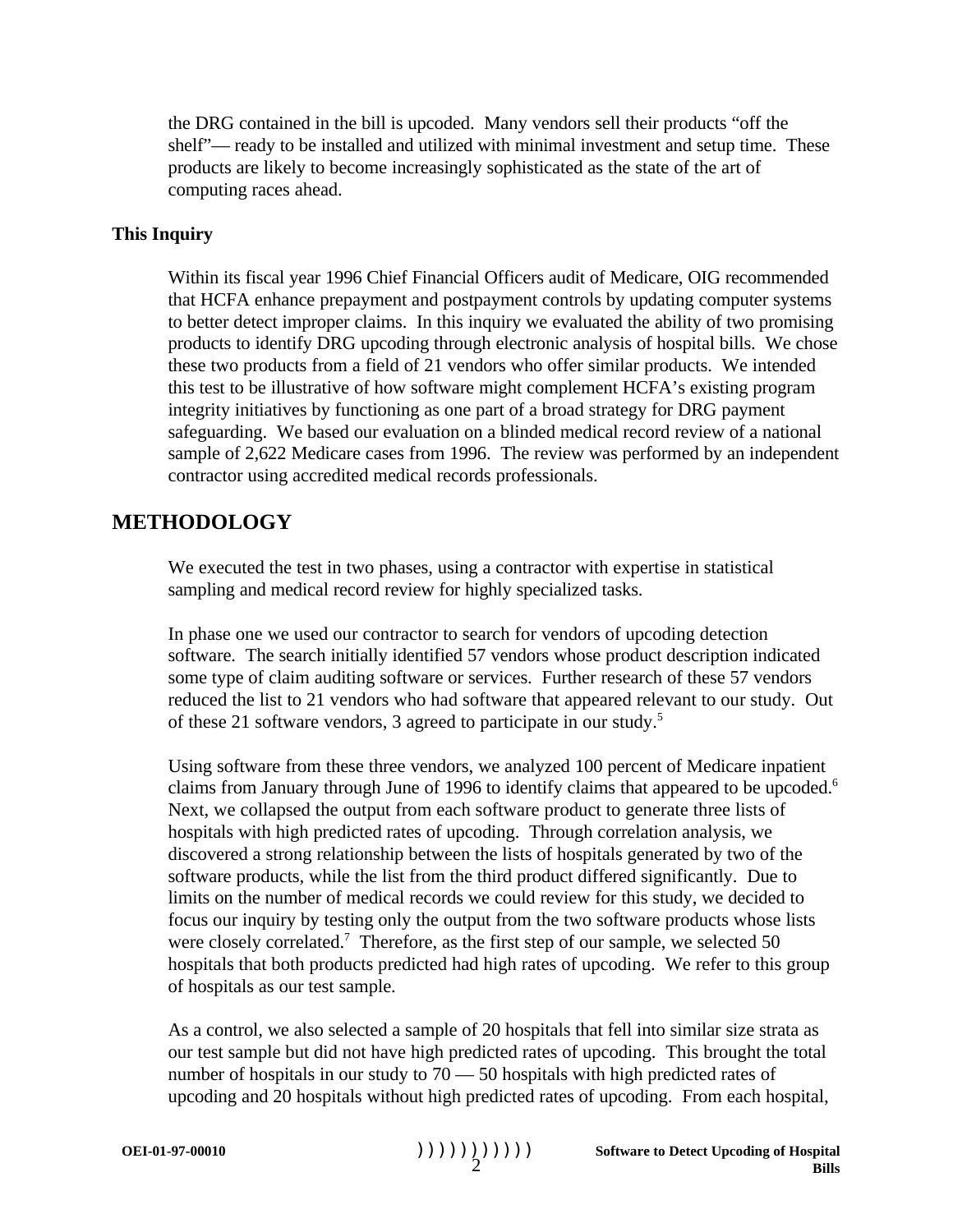the DRG contained in the bill is upcoded. Many vendors sell their products “off the shelf”— ready to be installed and utilized with minimal investment and setup time. These products are likely to become increasingly sophisticated as the state of the art of computing races ahead.

**This Inquiry**

Within its fiscal year 1996 Chief Financial Officers audit of Medicare, OIG recommended that HCFA enhance prepayment and postpayment controls by updating computer systems to better detect improper claims. In this inquiry we evaluated the ability of two promising products to identify DRG upcoding through electronic analysis of hospital bills. We chose these two products from a field of 21 vendors who offer similar products. We intended this test to be illustrative of how software might complement HCFA’s existing program integrity initiatives by functioning as one part of a broad strategy for DRG payment safeguarding. We based our evaluation on a blinded medical record review of a national sample of 2,622 Medicare cases from 1996. The review was performed by an independent contractor using accredited medical records professionals.

## METHODOLOGY

We executed the test in two phases, using a contractor with expertise in statistical sampling and medical record review for highly specialized tasks.

In phase one we used our contractor to search for vendors of upcoding detection software. The search initially identified 57 vendors whose product description indicated some type of claim auditing software or services. Further research of these 57 vendors reduced the list to 21 vendors who had software that appeared relevant to our study. Out of these 21 software vendors, 3 agreed to participate in our study.[5]

Using software from these three vendors, we analyzed 100 percent of Medicare inpatient claims from January through June of 1996 to identify claims that appeared to be upcoded.[6] Next, we collapsed the output from each software product to generate three lists of hospitals with high predicted rates of upcoding. Through correlation analysis, we discovered a strong relationship between the lists of hospitals generated by two of the software products, while the list from the third product differed significantly. Due to limits on the number of medical records we could review for this study, we decided to focus our inquiry by testing only the output from the two software products whose lists were closely correlated.[7] Therefore, as the first step of our sample, we selected 50 hospitals that both products predicted had high rates of upcoding. We refer to this group of hospitals as our test sample.

As a control, we also selected a sample of 20 hospitals that fell into similar size strata as our test sample but did not have high predicted rates of upcoding. This brought the total number of hospitals in our study to 70 — 50 hospitals with high predicted rates of upcoding and 20 hospitals without high predicted rates of upcoding. From each hospital,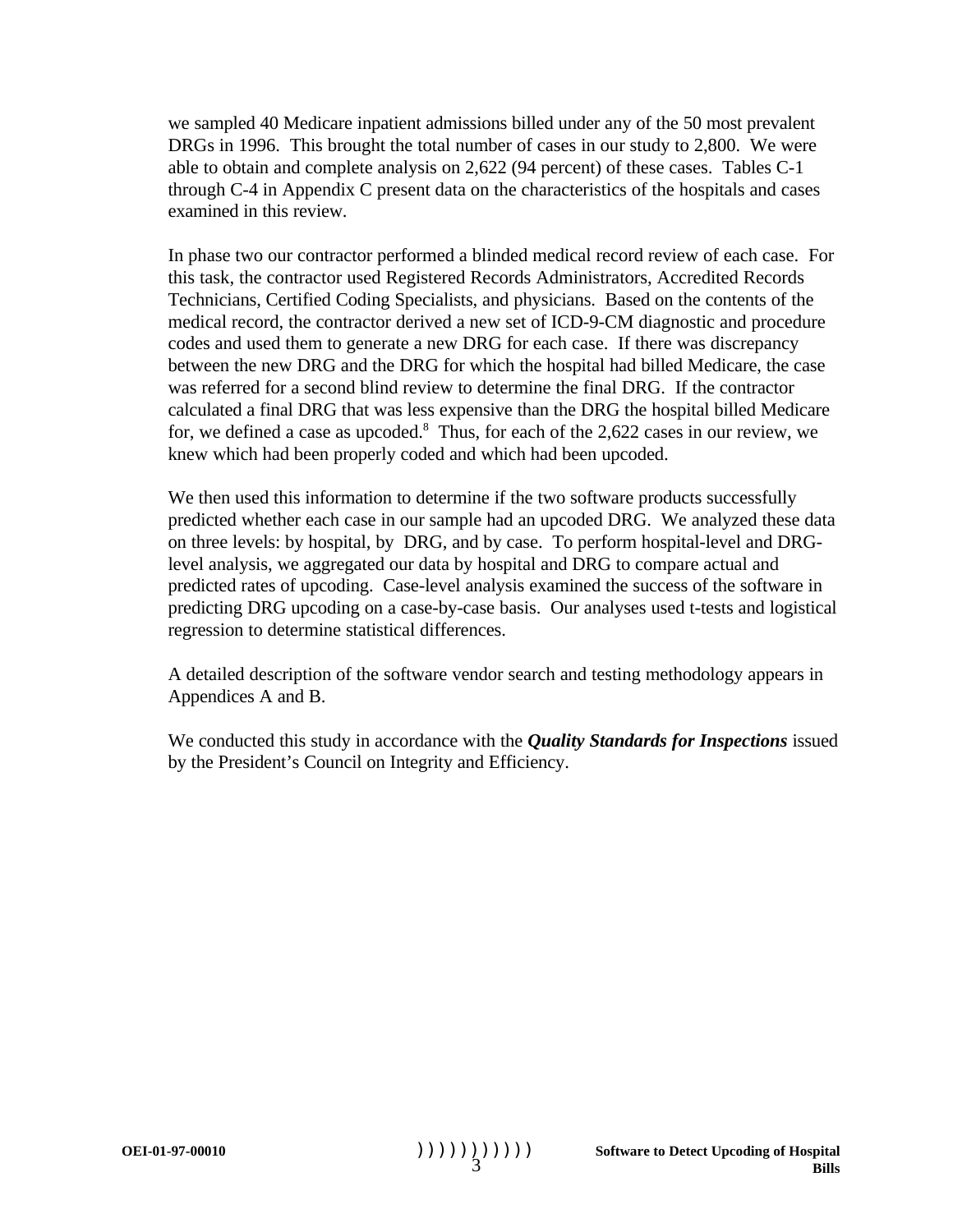we sampled 40 Medicare inpatient admissions billed under any of the 50 most prevalent DRGs in 1996. This brought the total number of cases in our study to 2,800. We were able to obtain and complete analysis on 2,622 (94 percent) of these cases. Tables C-1 through C-4 in Appendix C present data on the characteristics of the hospitals and cases examined in this review.

In phase two our contractor performed a blinded medical record review of each case. For this task, the contractor used Registered Records Administrators, Accredited Records Technicians, Certified Coding Specialists, and physicians. Based on the contents of the medical record, the contractor derived a new set of ICD-9-CM diagnostic and procedure codes and used them to generate a new DRG for each case. If there was discrepancy between the new DRG and the DRG for which the hospital had billed Medicare, the case was referred for a second blind review to determine the final DRG. If the contractor calculated a final DRG that was less expensive than the DRG the hospital billed Medicare for, we defined a case as upcoded.[8] Thus, for each of the 2,622 cases in our review, we knew which had been properly coded and which had been upcoded.

We then used this information to determine if the two software products successfully predicted whether each case in our sample had an upcoded DRG. We analyzed these data on three levels: by hospital, by DRG, and by case. To perform hospital-level and DRG-level analysis, we aggregated our data by hospital and DRG to compare actual and predicted rates of upcoding. Case-level analysis examined the success of the software in predicting DRG upcoding on a case-by-case basis. Our analyses used t-tests and logistical regression to determine statistical differences.

A detailed description of the software vendor search and testing methodology appears in Appendices A and B.

We conducted this study in accordance with the ***Quality Standards for Inspections*** issued by the President's Council on Integrity and Efficiency.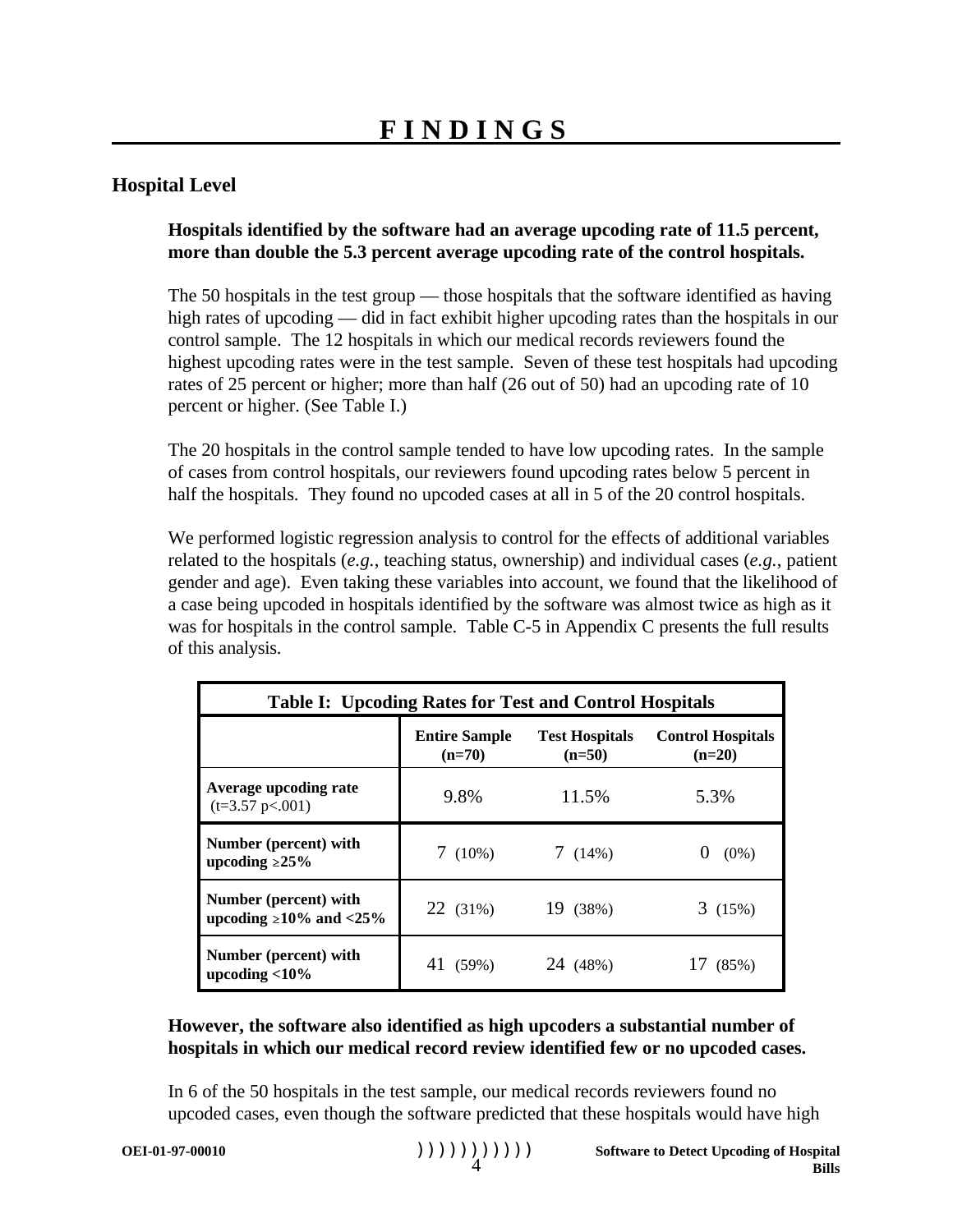# FINDINGS

## Hospital Level

**Hospitals identified by the software had an average upcoding rate of 11.5 percent, more than double the 5.3 percent average upcoding rate of the control hospitals.**

The 50 hospitals in the test group — those hospitals that the software identified as having high rates of upcoding — did in fact exhibit higher upcoding rates than the hospitals in our control sample. The 12 hospitals in which our medical records reviewers found the highest upcoding rates were in the test sample. Seven of these test hospitals had upcoding rates of 25 percent or higher; more than half (26 out of 50) had an upcoding rate of 10 percent or higher. (See Table I.)

The 20 hospitals in the control sample tended to have low upcoding rates. In the sample of cases from control hospitals, our reviewers found upcoding rates below 5 percent in half the hospitals. They found no upcoded cases at all in 5 of the 20 control hospitals.

We performed logistic regression analysis to control for the effects of additional variables related to the hospitals (*e.g.*, teaching status, ownership) and individual cases (*e.g.*, patient gender and age). Even taking these variables into account, we found that the likelihood of a case being upcoded in hospitals identified by the software was almost twice as high as it was for hospitals in the control sample. Table C-5 in Appendix C presents the full results of this analysis.

**Table I: Upcoding Rates for Test and Control Hospitals**

| | Entire Sample (n=70) | Test Hospitals (n=50) | Control Hospitals (n=20) |
|---|---|---|---|
| **Average upcoding rate** ($t=3.57$ $p<.001$) | 9.8% | 11.5% | 5.3% |
| **Number (percent) with upcoding ≥25%** | 7 (10%) | 7 (14%) | 0 (0%) |
| **Number (percent) with upcoding ≥10% and <25%** | 22 (31%) | 19 (38%) | 3 (15%) |
| **Number (percent) with upcoding <10%** | 41 (59%) | 24 (48%) | 17 (85%) |

**However, the software also identified as high upcoders a substantial number of hospitals in which our medical record review identified few or no upcoded cases.**

In 6 of the 50 hospitals in the test sample, our medical records reviewers found no upcoded cases, even though the software predicted that these hospitals would have high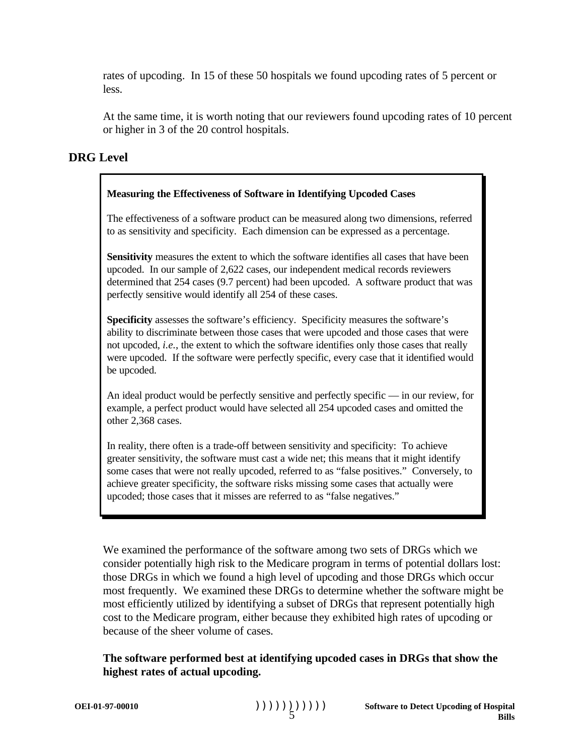rates of upcoding. In 15 of these 50 hospitals we found upcoding rates of 5 percent or less.

At the same time, it is worth noting that our reviewers found upcoding rates of 10 percent or higher in 3 of the 20 control hospitals.

## DRG Level

> **Measuring the Effectiveness of Software in Identifying Upcoded Cases**
>
> The effectiveness of a software product can be measured along two dimensions, referred to as sensitivity and specificity. Each dimension can be expressed as a percentage.
>
> **Sensitivity** measures the extent to which the software identifies all cases that have been upcoded. In our sample of 2,622 cases, our independent medical records reviewers determined that 254 cases (9.7 percent) had been upcoded. A software product that was perfectly sensitive would identify all 254 of these cases.
>
> **Specificity** assesses the software's efficiency. Specificity measures the software's ability to discriminate between those cases that were upcoded and those cases that were not upcoded, *i.e.*, the extent to which the software identifies only those cases that really were upcoded. If the software were perfectly specific, every case that it identified would be upcoded.
>
> An ideal product would be perfectly sensitive and perfectly specific — in our review, for example, a perfect product would have selected all 254 upcoded cases and omitted the other 2,368 cases.
>
> In reality, there often is a trade-off between sensitivity and specificity: To achieve greater sensitivity, the software must cast a wide net; this means that it might identify some cases that were not really upcoded, referred to as "false positives." Conversely, to achieve greater specificity, the software risks missing some cases that actually were upcoded; those cases that it misses are referred to as "false negatives."

We examined the performance of the software among two sets of DRGs which we consider potentially high risk to the Medicare program in terms of potential dollars lost: those DRGs in which we found a high level of upcoding and those DRGs which occur most frequently. We examined these DRGs to determine whether the software might be most efficiently utilized by identifying a subset of DRGs that represent potentially high cost to the Medicare program, either because they exhibited high rates of upcoding or because of the sheer volume of cases.

**The software performed best at identifying upcoded cases in DRGs that show the highest rates of actual upcoding.**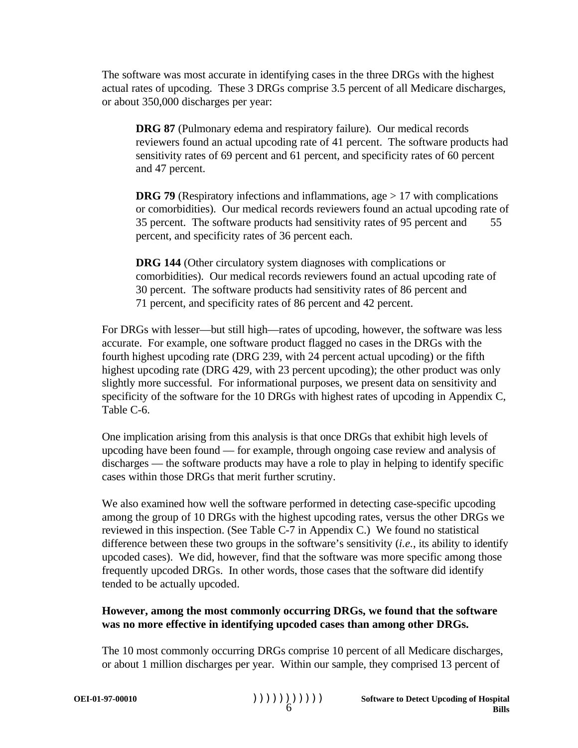The software was most accurate in identifying cases in the three DRGs with the highest actual rates of upcoding. These 3 DRGs comprise 3.5 percent of all Medicare discharges, or about 350,000 discharges per year:

> **DRG 87** (Pulmonary edema and respiratory failure). Our medical records reviewers found an actual upcoding rate of 41 percent. The software products had sensitivity rates of 69 percent and 61 percent, and specificity rates of 60 percent and 47 percent.
>
> **DRG 79** (Respiratory infections and inflammations, age > 17 with complications or comorbidities). Our medical records reviewers found an actual upcoding rate of 35 percent. The software products had sensitivity rates of 95 percent and 55 percent, and specificity rates of 36 percent each.
>
> **DRG 144** (Other circulatory system diagnoses with complications or comorbidities). Our medical records reviewers found an actual upcoding rate of 30 percent. The software products had sensitivity rates of 86 percent and 71 percent, and specificity rates of 86 percent and 42 percent.

For DRGs with lesser—but still high—rates of upcoding, however, the software was less accurate. For example, one software product flagged no cases in the DRGs with the fourth highest upcoding rate (DRG 239, with 24 percent actual upcoding) or the fifth highest upcoding rate (DRG 429, with 23 percent upcoding); the other product was only slightly more successful. For informational purposes, we present data on sensitivity and specificity of the software for the 10 DRGs with highest rates of upcoding in Appendix C, Table C-6.

One implication arising from this analysis is that once DRGs that exhibit high levels of upcoding have been found — for example, through ongoing case review and analysis of discharges — the software products may have a role to play in helping to identify specific cases within those DRGs that merit further scrutiny.

We also examined how well the software performed in detecting case-specific upcoding among the group of 10 DRGs with the highest upcoding rates, versus the other DRGs we reviewed in this inspection. (See Table C-7 in Appendix C.) We found no statistical difference between these two groups in the software's sensitivity (*i.e.*, its ability to identify upcoded cases). We did, however, find that the software was more specific among those frequently upcoded DRGs. In other words, those cases that the software did identify tended to be actually upcoded.

**However, among the most commonly occurring DRGs, we found that the software was no more effective in identifying upcoded cases than among other DRGs.**

The 10 most commonly occurring DRGs comprise 10 percent of all Medicare discharges, or about 1 million discharges per year. Within our sample, they comprised 13 percent of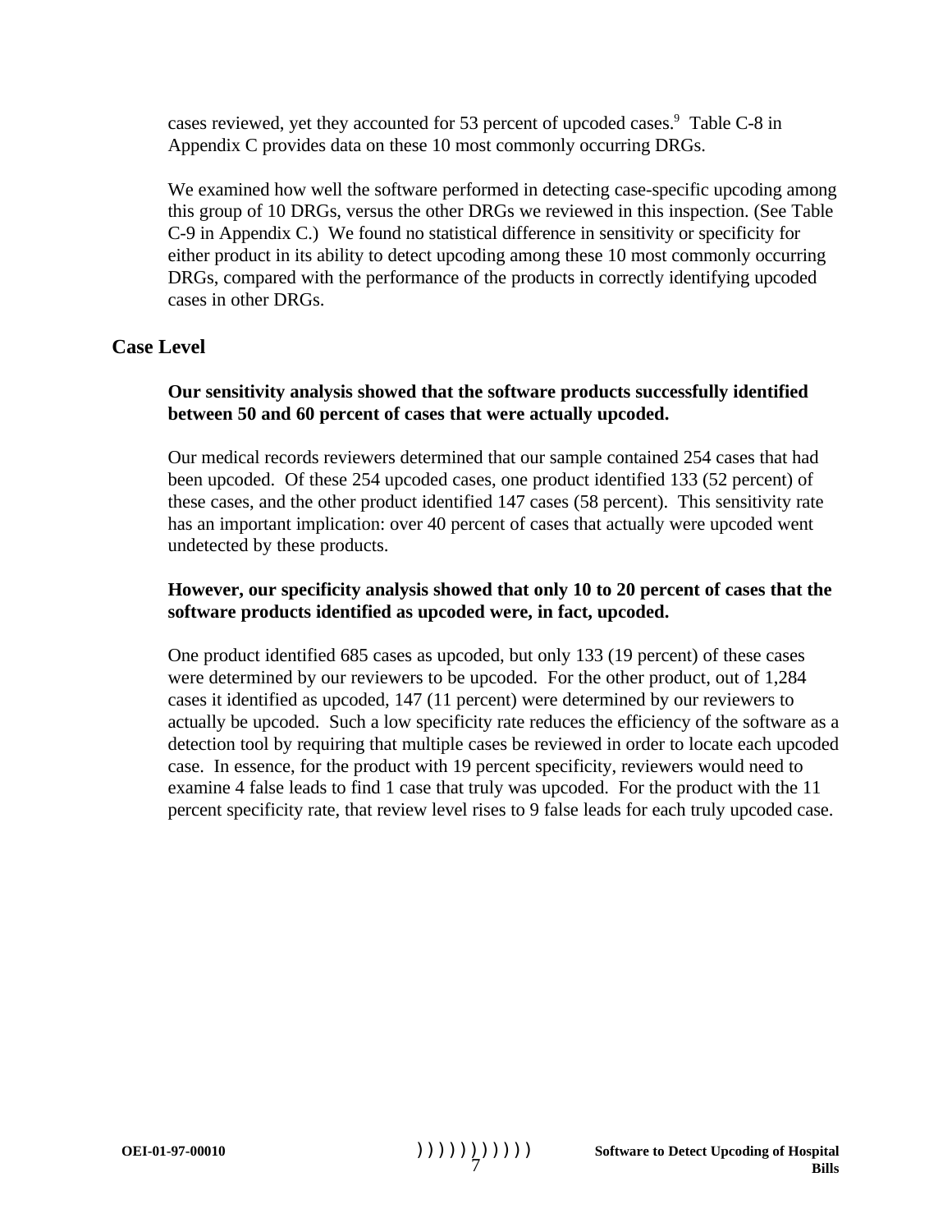cases reviewed, yet they accounted for 53 percent of upcoded cases.[9] Table C-8 in Appendix C provides data on these 10 most commonly occurring DRGs.

We examined how well the software performed in detecting case-specific upcoding among this group of 10 DRGs, versus the other DRGs we reviewed in this inspection. (See Table C-9 in Appendix C.) We found no statistical difference in sensitivity or specificity for either product in its ability to detect upcoding among these 10 most commonly occurring DRGs, compared with the performance of the products in correctly identifying upcoded cases in other DRGs.

## Case Level

**Our sensitivity analysis showed that the software products successfully identified between 50 and 60 percent of cases that were actually upcoded.**

Our medical records reviewers determined that our sample contained 254 cases that had been upcoded. Of these 254 upcoded cases, one product identified 133 (52 percent) of these cases, and the other product identified 147 cases (58 percent). This sensitivity rate has an important implication: over 40 percent of cases that actually were upcoded went undetected by these products.

**However, our specificity analysis showed that only 10 to 20 percent of cases that the software products identified as upcoded were, in fact, upcoded.**

One product identified 685 cases as upcoded, but only 133 (19 percent) of these cases were determined by our reviewers to be upcoded. For the other product, out of 1,284 cases it identified as upcoded, 147 (11 percent) were determined by our reviewers to actually be upcoded. Such a low specificity rate reduces the efficiency of the software as a detection tool by requiring that multiple cases be reviewed in order to locate each upcoded case. In essence, for the product with 19 percent specificity, reviewers would need to examine 4 false leads to find 1 case that truly was upcoded. For the product with the 11 percent specificity rate, that review level rises to 9 false leads for each truly upcoded case.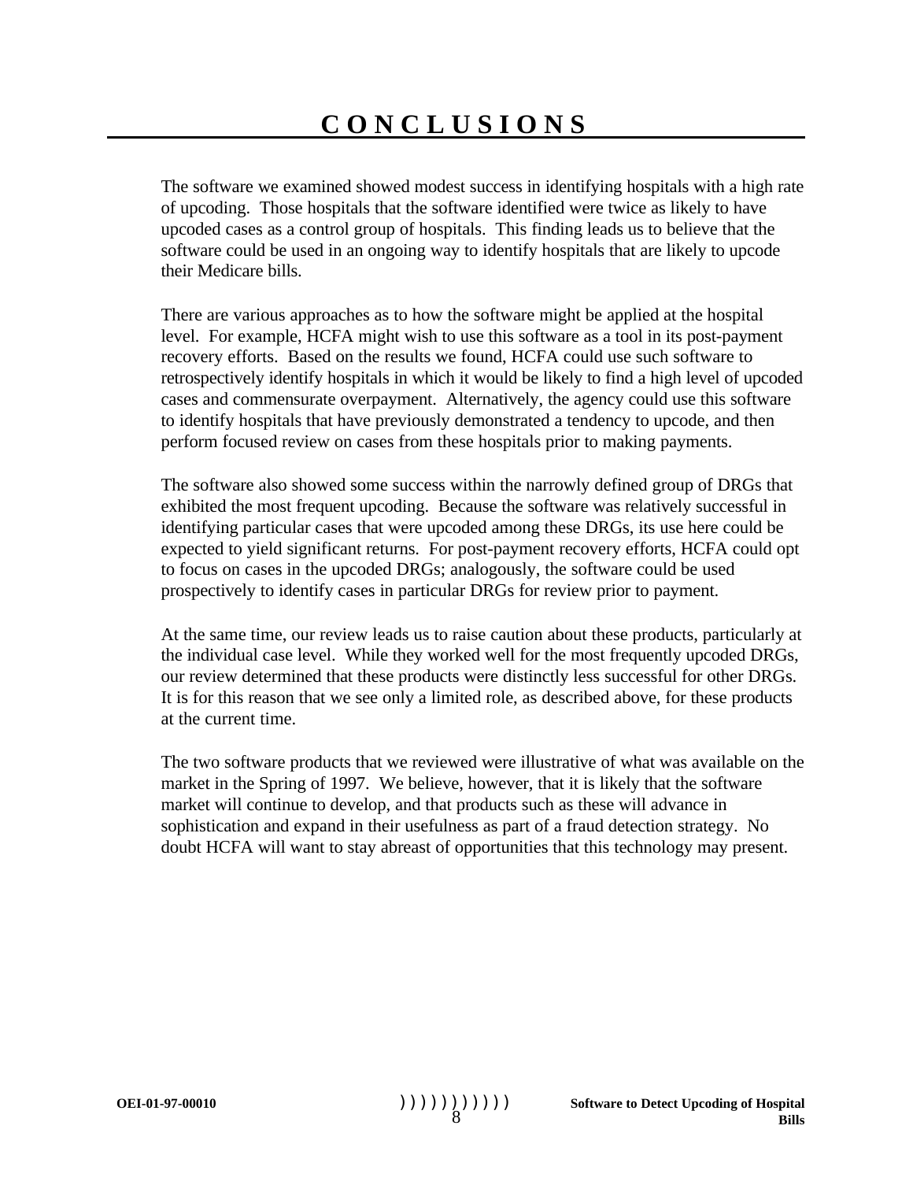# CONCLUSIONS

The software we examined showed modest success in identifying hospitals with a high rate of upcoding. Those hospitals that the software identified were twice as likely to have upcoded cases as a control group of hospitals. This finding leads us to believe that the software could be used in an ongoing way to identify hospitals that are likely to upcode their Medicare bills.

There are various approaches as to how the software might be applied at the hospital level. For example, HCFA might wish to use this software as a tool in its post-payment recovery efforts. Based on the results we found, HCFA could use such software to retrospectively identify hospitals in which it would be likely to find a high level of upcoded cases and commensurate overpayment. Alternatively, the agency could use this software to identify hospitals that have previously demonstrated a tendency to upcode, and then perform focused review on cases from these hospitals prior to making payments.

The software also showed some success within the narrowly defined group of DRGs that exhibited the most frequent upcoding. Because the software was relatively successful in identifying particular cases that were upcoded among these DRGs, its use here could be expected to yield significant returns. For post-payment recovery efforts, HCFA could opt to focus on cases in the upcoded DRGs; analogously, the software could be used prospectively to identify cases in particular DRGs for review prior to payment.

At the same time, our review leads us to raise caution about these products, particularly at the individual case level. While they worked well for the most frequently upcoded DRGs, our review determined that these products were distinctly less successful for other DRGs. It is for this reason that we see only a limited role, as described above, for these products at the current time.

The two software products that we reviewed were illustrative of what was available on the market in the Spring of 1997. We believe, however, that it is likely that the software market will continue to develop, and that products such as these will advance in sophistication and expand in their usefulness as part of a fraud detection strategy. No doubt HCFA will want to stay abreast of opportunities that this technology may present.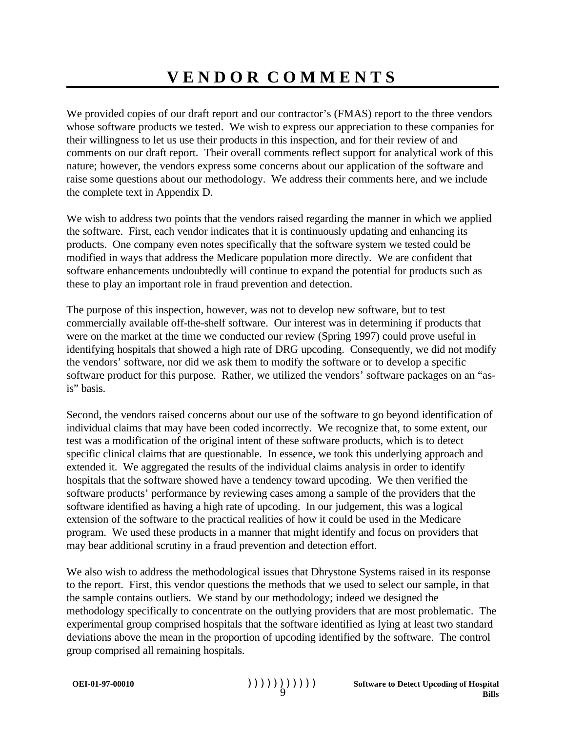# VENDOR COMMENTS

We provided copies of our draft report and our contractor's (FMAS) report to the three vendors whose software products we tested. We wish to express our appreciation to these companies for their willingness to let us use their products in this inspection, and for their review of and comments on our draft report. Their overall comments reflect support for analytical work of this nature; however, the vendors express some concerns about our application of the software and raise some questions about our methodology. We address their comments here, and we include the complete text in Appendix D.

We wish to address two points that the vendors raised regarding the manner in which we applied the software. First, each vendor indicates that it is continuously updating and enhancing its products. One company even notes specifically that the software system we tested could be modified in ways that address the Medicare population more directly. We are confident that software enhancements undoubtedly will continue to expand the potential for products such as these to play an important role in fraud prevention and detection.

The purpose of this inspection, however, was not to develop new software, but to test commercially available off-the-shelf software. Our interest was in determining if products that were on the market at the time we conducted our review (Spring 1997) could prove useful in identifying hospitals that showed a high rate of DRG upcoding. Consequently, we did not modify the vendors' software, nor did we ask them to modify the software or to develop a specific software product for this purpose. Rather, we utilized the vendors' software packages on an "as-is" basis.

Second, the vendors raised concerns about our use of the software to go beyond identification of individual claims that may have been coded incorrectly. We recognize that, to some extent, our test was a modification of the original intent of these software products, which is to detect specific clinical claims that are questionable. In essence, we took this underlying approach and extended it. We aggregated the results of the individual claims analysis in order to identify hospitals that the software showed have a tendency toward upcoding. We then verified the software products' performance by reviewing cases among a sample of the providers that the software identified as having a high rate of upcoding. In our judgement, this was a logical extension of the software to the practical realities of how it could be used in the Medicare program. We used these products in a manner that might identify and focus on providers that may bear additional scrutiny in a fraud prevention and detection effort.

We also wish to address the methodological issues that Dhrystone Systems raised in its response to the report. First, this vendor questions the methods that we used to select our sample, in that the sample contains outliers. We stand by our methodology; indeed we designed the methodology specifically to concentrate on the outlying providers that are most problematic. The experimental group comprised hospitals that the software identified as lying at least two standard deviations above the mean in the proportion of upcoding identified by the software. The control group comprised all remaining hospitals.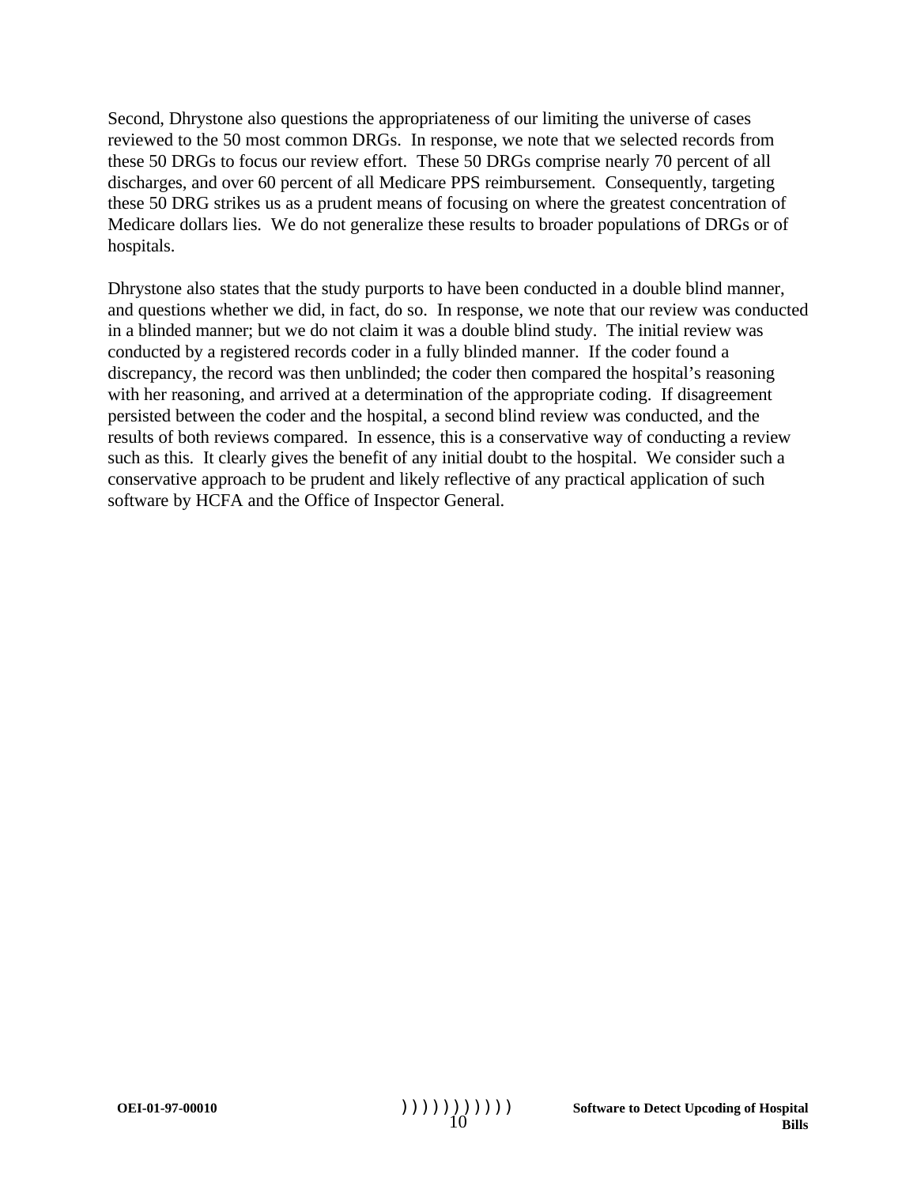Second, Dhrystone also questions the appropriateness of our limiting the universe of cases reviewed to the 50 most common DRGs. In response, we note that we selected records from these 50 DRGs to focus our review effort. These 50 DRGs comprise nearly 70 percent of all discharges, and over 60 percent of all Medicare PPS reimbursement. Consequently, targeting these 50 DRG strikes us as a prudent means of focusing on where the greatest concentration of Medicare dollars lies. We do not generalize these results to broader populations of DRGs or of hospitals.

Dhrystone also states that the study purports to have been conducted in a double blind manner, and questions whether we did, in fact, do so. In response, we note that our review was conducted in a blinded manner; but we do not claim it was a double blind study. The initial review was conducted by a registered records coder in a fully blinded manner. If the coder found a discrepancy, the record was then unblinded; the coder then compared the hospital's reasoning with her reasoning, and arrived at a determination of the appropriate coding. If disagreement persisted between the coder and the hospital, a second blind review was conducted, and the results of both reviews compared. In essence, this is a conservative way of conducting a review such as this. It clearly gives the benefit of any initial doubt to the hospital. We consider such a conservative approach to be prudent and likely reflective of any practical application of such software by HCFA and the Office of Inspector General.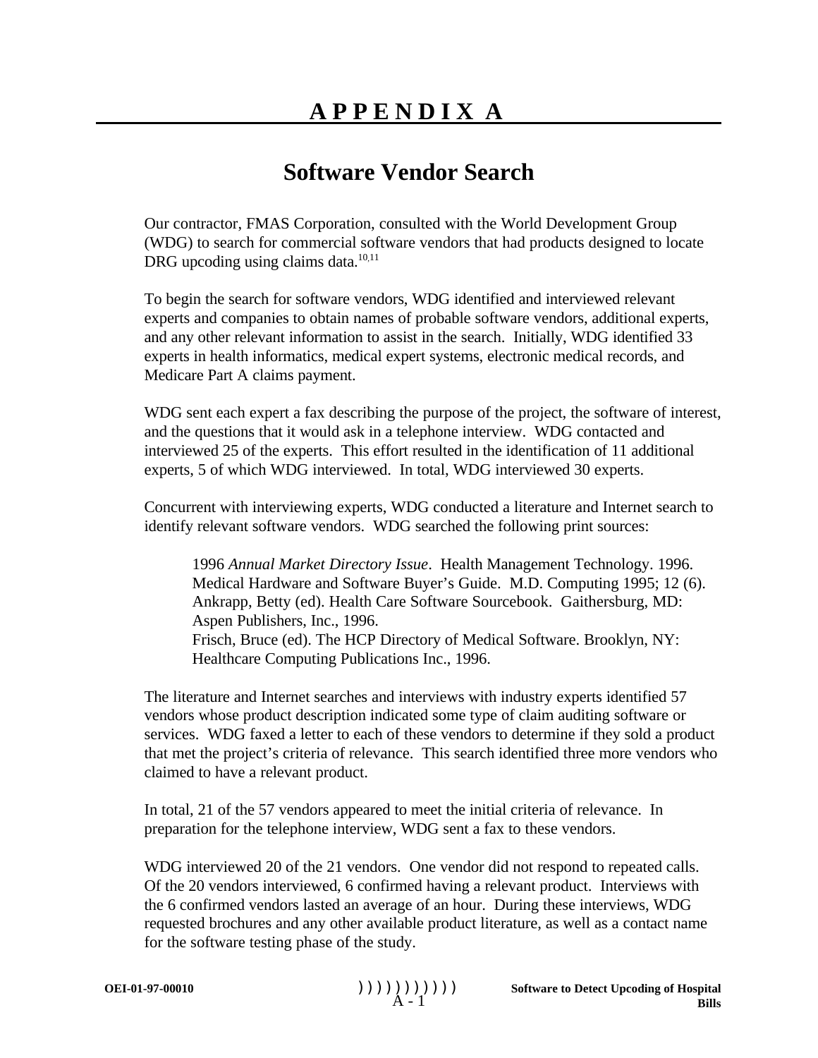# APPENDIX A

## Software Vendor Search

Our contractor, FMAS Corporation, consulted with the World Development Group (WDG) to search for commercial software vendors that had products designed to locate DRG upcoding using claims data.[10,11]

To begin the search for software vendors, WDG identified and interviewed relevant experts and companies to obtain names of probable software vendors, additional experts, and any other relevant information to assist in the search. Initially, WDG identified 33 experts in health informatics, medical expert systems, electronic medical records, and Medicare Part A claims payment.

WDG sent each expert a fax describing the purpose of the project, the software of interest, and the questions that it would ask in a telephone interview. WDG contacted and interviewed 25 of the experts. This effort resulted in the identification of 11 additional experts, 5 of which WDG interviewed. In total, WDG interviewed 30 experts.

Concurrent with interviewing experts, WDG conducted a literature and Internet search to identify relevant software vendors. WDG searched the following print sources:

> 1996 *Annual Market Directory Issue*. Health Management Technology. 1996.
> Medical Hardware and Software Buyer's Guide. M.D. Computing 1995; 12 (6).
> Ankrapp, Betty (ed). Health Care Software Sourcebook. Gaithersburg, MD: Aspen Publishers, Inc., 1996.
> Frisch, Bruce (ed). The HCP Directory of Medical Software. Brooklyn, NY: Healthcare Computing Publications Inc., 1996.

The literature and Internet searches and interviews with industry experts identified 57 vendors whose product description indicated some type of claim auditing software or services. WDG faxed a letter to each of these vendors to determine if they sold a product that met the project's criteria of relevance. This search identified three more vendors who claimed to have a relevant product.

In total, 21 of the 57 vendors appeared to meet the initial criteria of relevance. In preparation for the telephone interview, WDG sent a fax to these vendors.

WDG interviewed 20 of the 21 vendors. One vendor did not respond to repeated calls. Of the 20 vendors interviewed, 6 confirmed having a relevant product. Interviews with the 6 confirmed vendors lasted an average of an hour. During these interviews, WDG requested brochures and any other available product literature, as well as a contact name for the software testing phase of the study.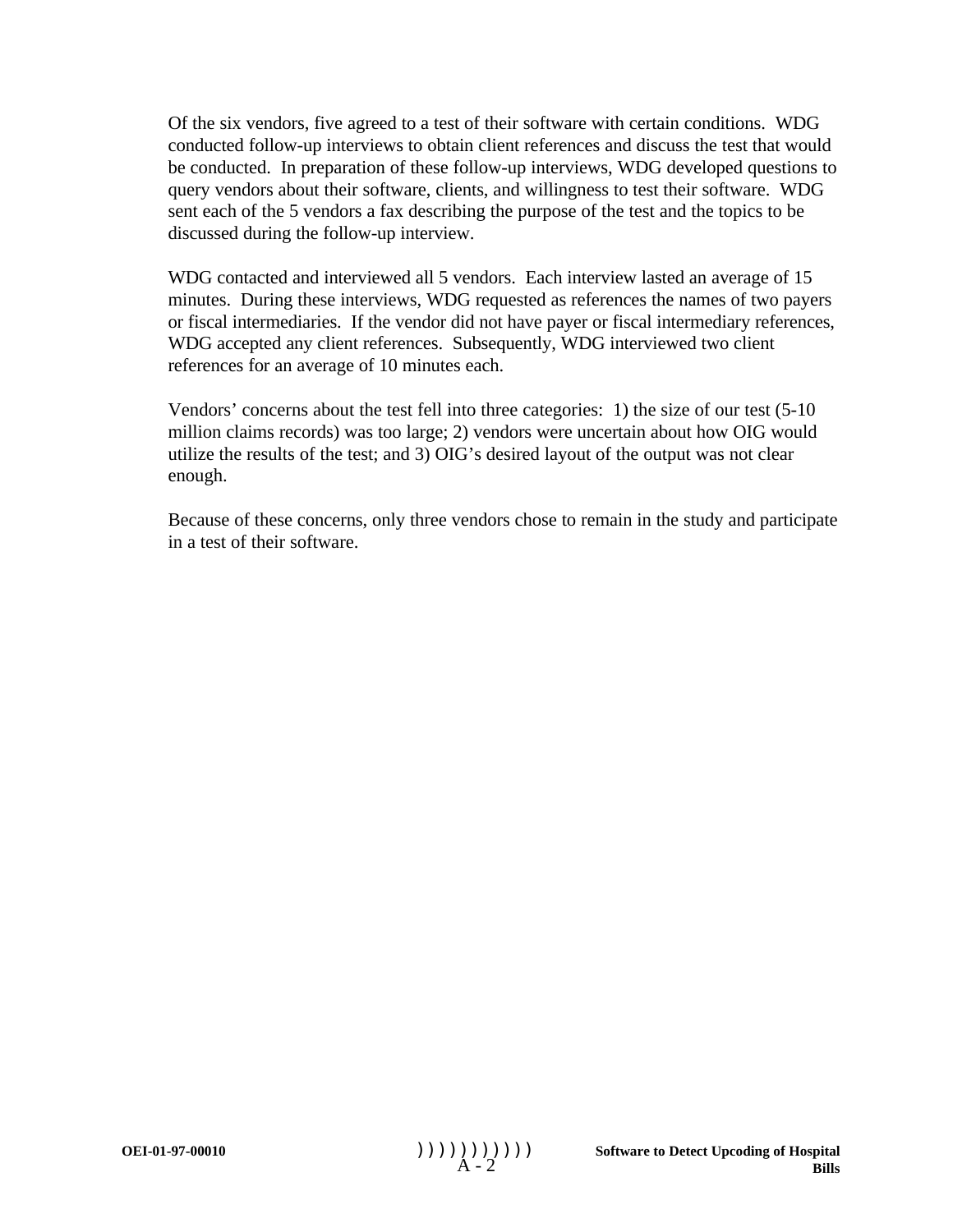Of the six vendors, five agreed to a test of their software with certain conditions. WDG conducted follow-up interviews to obtain client references and discuss the test that would be conducted. In preparation of these follow-up interviews, WDG developed questions to query vendors about their software, clients, and willingness to test their software. WDG sent each of the 5 vendors a fax describing the purpose of the test and the topics to be discussed during the follow-up interview.

WDG contacted and interviewed all 5 vendors. Each interview lasted an average of 15 minutes. During these interviews, WDG requested as references the names of two payers or fiscal intermediaries. If the vendor did not have payer or fiscal intermediary references, WDG accepted any client references. Subsequently, WDG interviewed two client references for an average of 10 minutes each.

Vendors' concerns about the test fell into three categories: 1) the size of our test (5-10 million claims records) was too large; 2) vendors were uncertain about how OIG would utilize the results of the test; and 3) OIG's desired layout of the output was not clear enough.

Because of these concerns, only three vendors chose to remain in the study and participate in a test of their software.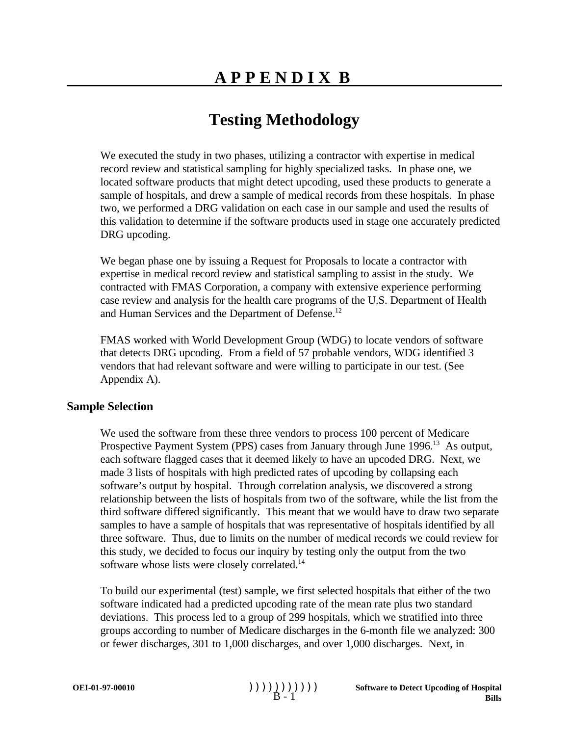# APPENDIX B

## Testing Methodology

We executed the study in two phases, utilizing a contractor with expertise in medical record review and statistical sampling for highly specialized tasks. In phase one, we located software products that might detect upcoding, used these products to generate a sample of hospitals, and drew a sample of medical records from these hospitals. In phase two, we performed a DRG validation on each case in our sample and used the results of this validation to determine if the software products used in stage one accurately predicted DRG upcoding.

We began phase one by issuing a Request for Proposals to locate a contractor with expertise in medical record review and statistical sampling to assist in the study. We contracted with FMAS Corporation, a company with extensive experience performing case review and analysis for the health care programs of the U.S. Department of Health and Human Services and the Department of Defense.[12]

FMAS worked with World Development Group (WDG) to locate vendors of software that detects DRG upcoding. From a field of 57 probable vendors, WDG identified 3 vendors that had relevant software and were willing to participate in our test. (See Appendix A).

### Sample Selection

We used the software from these three vendors to process 100 percent of Medicare Prospective Payment System (PPS) cases from January through June 1996.[13] As output, each software flagged cases that it deemed likely to have an upcoded DRG. Next, we made 3 lists of hospitals with high predicted rates of upcoding by collapsing each software's output by hospital. Through correlation analysis, we discovered a strong relationship between the lists of hospitals from two of the software, while the list from the third software differed significantly. This meant that we would have to draw two separate samples to have a sample of hospitals that was representative of hospitals identified by all three software. Thus, due to limits on the number of medical records we could review for this study, we decided to focus our inquiry by testing only the output from the two software whose lists were closely correlated.[14]

To build our experimental (test) sample, we first selected hospitals that either of the two software indicated had a predicted upcoding rate of the mean rate plus two standard deviations. This process led to a group of 299 hospitals, which we stratified into three groups according to number of Medicare discharges in the 6-month file we analyzed: 300 or fewer discharges, 301 to 1,000 discharges, and over 1,000 discharges. Next, in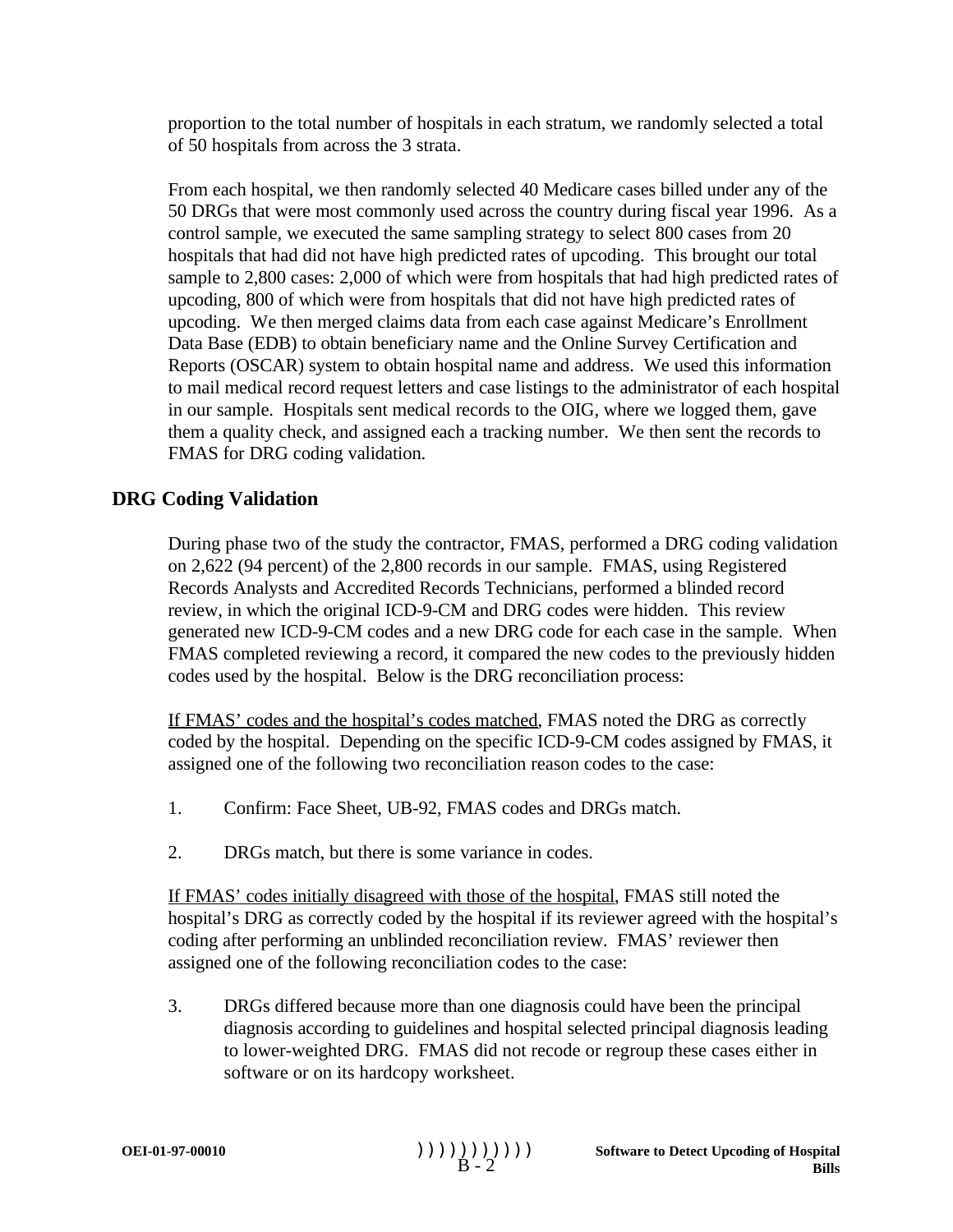proportion to the total number of hospitals in each stratum, we randomly selected a total of 50 hospitals from across the 3 strata.

From each hospital, we then randomly selected 40 Medicare cases billed under any of the 50 DRGs that were most commonly used across the country during fiscal year 1996. As a control sample, we executed the same sampling strategy to select 800 cases from 20 hospitals that had did not have high predicted rates of upcoding. This brought our total sample to 2,800 cases: 2,000 of which were from hospitals that had high predicted rates of upcoding, 800 of which were from hospitals that did not have high predicted rates of upcoding. We then merged claims data from each case against Medicare's Enrollment Data Base (EDB) to obtain beneficiary name and the Online Survey Certification and Reports (OSCAR) system to obtain hospital name and address. We used this information to mail medical record request letters and case listings to the administrator of each hospital in our sample. Hospitals sent medical records to the OIG, where we logged them, gave them a quality check, and assigned each a tracking number. We then sent the records to FMAS for DRG coding validation.

## DRG Coding Validation

During phase two of the study the contractor, FMAS, performed a DRG coding validation on 2,622 (94 percent) of the 2,800 records in our sample. FMAS, using Registered Records Analysts and Accredited Records Technicians, performed a blinded record review, in which the original ICD-9-CM and DRG codes were hidden. This review generated new ICD-9-CM codes and a new DRG code for each case in the sample. When FMAS completed reviewing a record, it compared the new codes to the previously hidden codes used by the hospital. Below is the DRG reconciliation process:

<u>If FMAS' codes and the hospital's codes matched</u>, FMAS noted the DRG as correctly coded by the hospital. Depending on the specific ICD-9-CM codes assigned by FMAS, it assigned one of the following two reconciliation reason codes to the case:

1. Confirm: Face Sheet, UB-92, FMAS codes and DRGs match.

2. DRGs match, but there is some variance in codes.

<u>If FMAS' codes initially disagreed with those of the hospital</u>, FMAS still noted the hospital's DRG as correctly coded by the hospital if its reviewer agreed with the hospital's coding after performing an unblinded reconciliation review. FMAS' reviewer then assigned one of the following reconciliation codes to the case:

3. DRGs differed because more than one diagnosis could have been the principal diagnosis according to guidelines and hospital selected principal diagnosis leading to lower-weighted DRG. FMAS did not recode or regroup these cases either in software or on its hardcopy worksheet.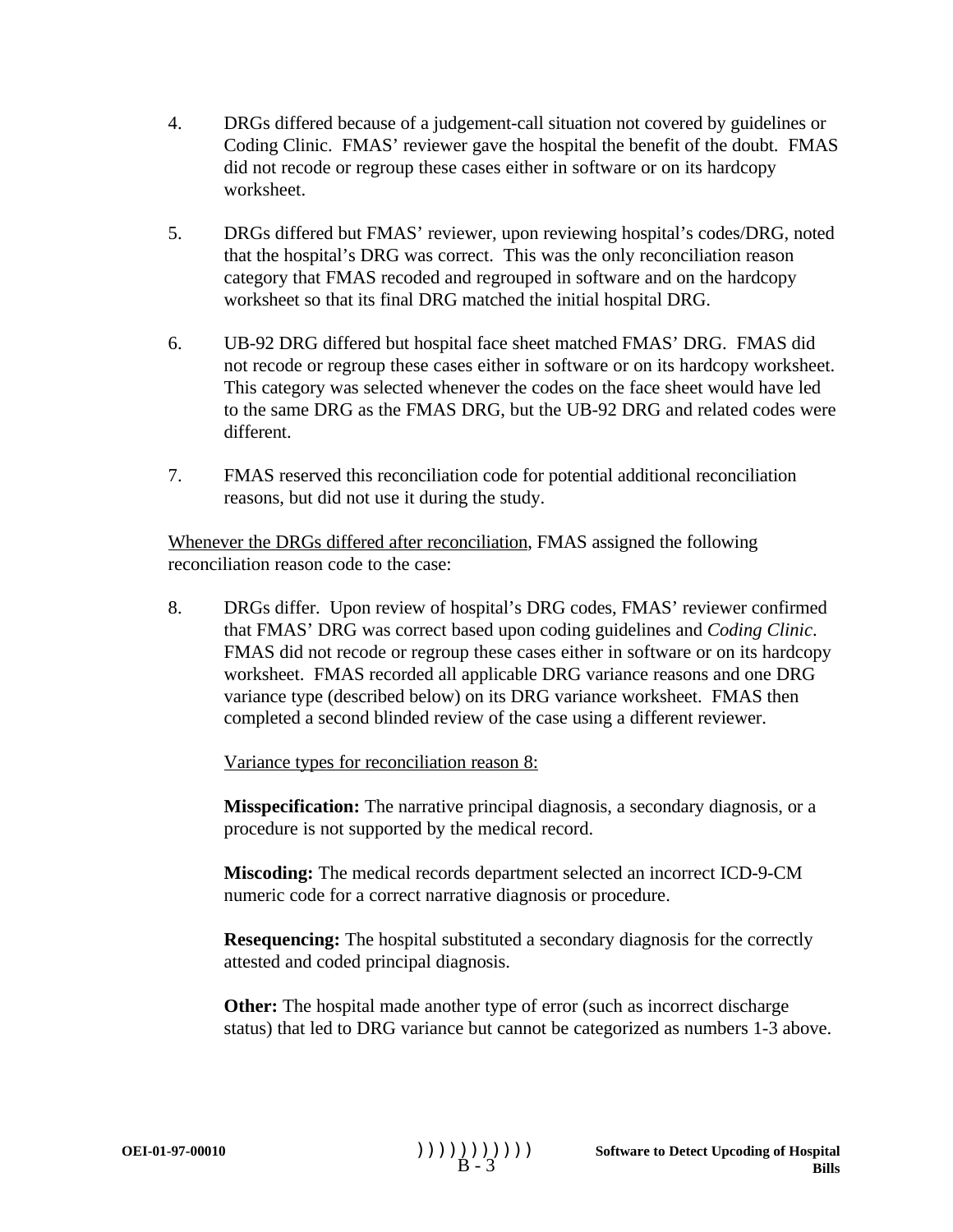4. DRGs differed because of a judgement-call situation not covered by guidelines or Coding Clinic. FMAS' reviewer gave the hospital the benefit of the doubt. FMAS did not recode or regroup these cases either in software or on its hardcopy worksheet.

5. DRGs differed but FMAS' reviewer, upon reviewing hospital's codes/DRG, noted that the hospital's DRG was correct. This was the only reconciliation reason category that FMAS recoded and regrouped in software and on the hardcopy worksheet so that its final DRG matched the initial hospital DRG.

6. UB-92 DRG differed but hospital face sheet matched FMAS' DRG. FMAS did not recode or regroup these cases either in software or on its hardcopy worksheet. This category was selected whenever the codes on the face sheet would have led to the same DRG as the FMAS DRG, but the UB-92 DRG and related codes were different.

7. FMAS reserved this reconciliation code for potential additional reconciliation reasons, but did not use it during the study.

<u>Whenever the DRGs differed after reconciliation</u>, FMAS assigned the following reconciliation reason code to the case:

8. DRGs differ. Upon review of hospital's DRG codes, FMAS' reviewer confirmed that FMAS' DRG was correct based upon coding guidelines and *Coding Clinic*. FMAS did not recode or regroup these cases either in software or on its hardcopy worksheet. FMAS recorded all applicable DRG variance reasons and one DRG variance type (described below) on its DRG variance worksheet. FMAS then completed a second blinded review of the case using a different reviewer.

   <u>Variance types for reconciliation reason 8:</u>

   **Misspecification:** The narrative principal diagnosis, a secondary diagnosis, or a procedure is not supported by the medical record.

   **Miscoding:** The medical records department selected an incorrect ICD-9-CM numeric code for a correct narrative diagnosis or procedure.

   **Resequencing:** The hospital substituted a secondary diagnosis for the correctly attested and coded principal diagnosis.

   **Other:** The hospital made another type of error (such as incorrect discharge status) that led to DRG variance but cannot be categorized as numbers 1-3 above.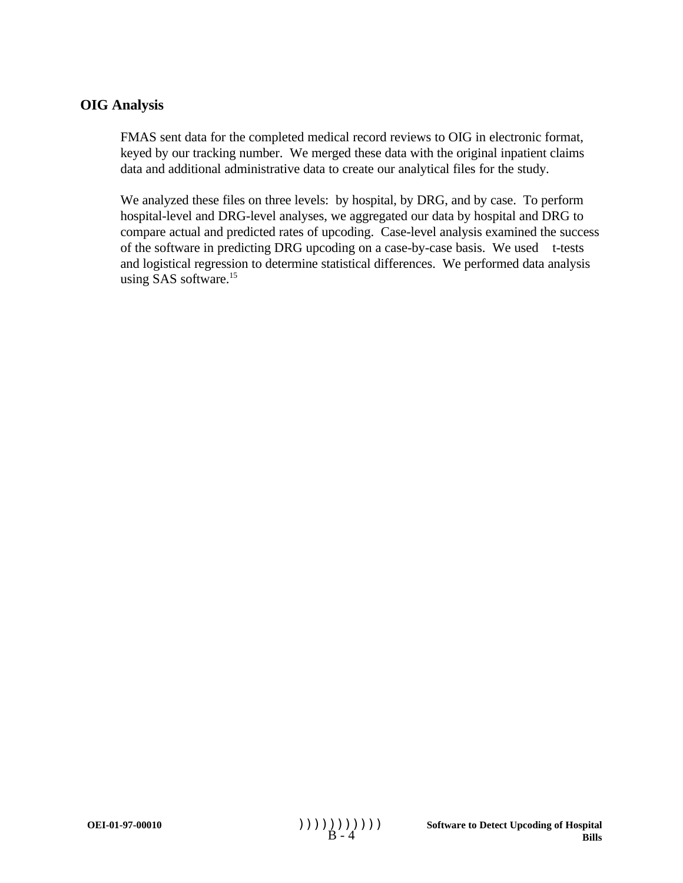## OIG Analysis

FMAS sent data for the completed medical record reviews to OIG in electronic format, keyed by our tracking number. We merged these data with the original inpatient claims data and additional administrative data to create our analytical files for the study.

We analyzed these files on three levels: by hospital, by DRG, and by case. To perform hospital-level and DRG-level analyses, we aggregated our data by hospital and DRG to compare actual and predicted rates of upcoding. Case-level analysis examined the success of the software in predicting DRG upcoding on a case-by-case basis. We used t-tests and logistical regression to determine statistical differences. We performed data analysis using SAS software.[15]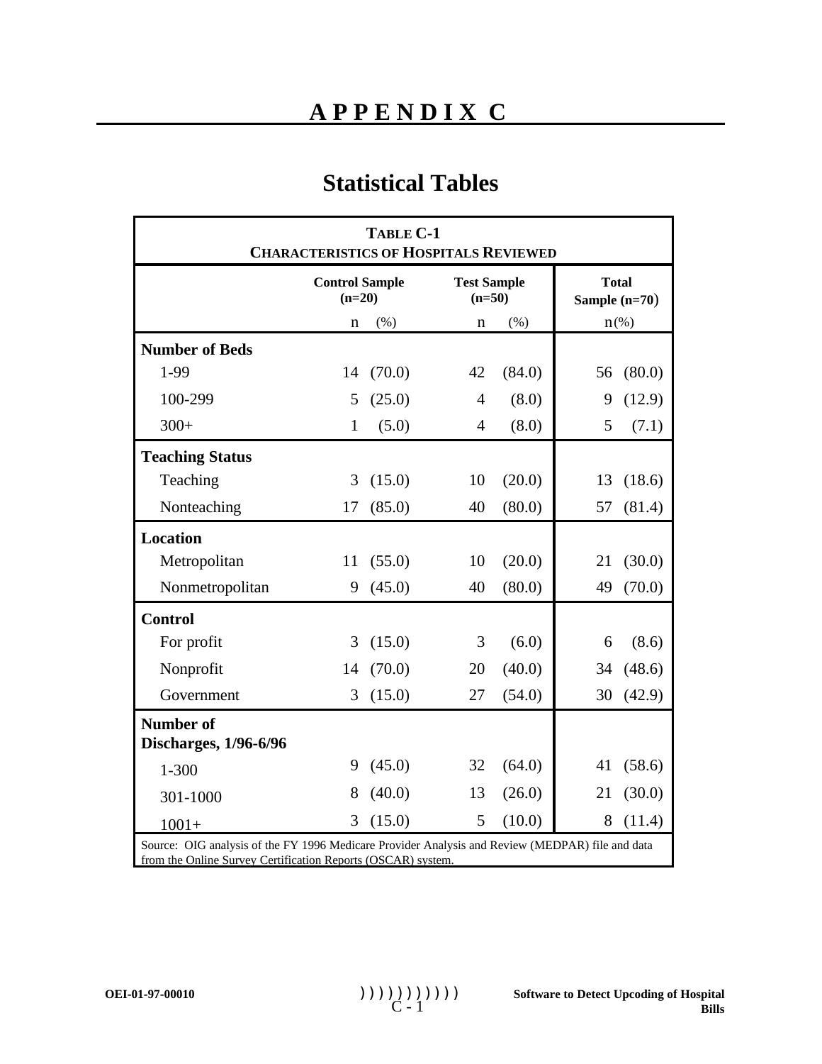# APPENDIX C

## Statistical Tables

| **TABLE C-1 CHARACTERISTICS OF HOSPITALS REVIEWED** | | | | | | |
|---|---|---|---|---|---|---|
| | **Control Sample (n=20)** | | **Test Sample (n=50)** | | **Total Sample (n=70)** | |
| | n | (%) | n | (%) | n | (%) |
| **Number of Beds** | | | | | | |
| 1-99 | 14 | (70.0) | 42 | (84.0) | 56 | (80.0) |
| 100-299 | 5 | (25.0) | 4 | (8.0) | 9 | (12.9) |
| 300+ | 1 | (5.0) | 4 | (8.0) | 5 | (7.1) |
| **Teaching Status** | | | | | | |
| Teaching | 3 | (15.0) | 10 | (20.0) | 13 | (18.6) |
| Nonteaching | 17 | (85.0) | 40 | (80.0) | 57 | (81.4) |
| **Location** | | | | | | |
| Metropolitan | 11 | (55.0) | 10 | (20.0) | 21 | (30.0) |
| Nonmetropolitan | 9 | (45.0) | 40 | (80.0) | 49 | (70.0) |
| **Control** | | | | | | |
| For profit | 3 | (15.0) | 3 | (6.0) | 6 | (8.6) |
| Nonprofit | 14 | (70.0) | 20 | (40.0) | 34 | (48.6) |
| Government | 3 | (15.0) | 27 | (54.0) | 30 | (42.9) |
| **Number of Discharges, 1/96-6/96** | | | | | | |
| 1-300 | 9 | (45.0) | 32 | (64.0) | 41 | (58.6) |
| 301-1000 | 8 | (40.0) | 13 | (26.0) | 21 | (30.0) |
| 1001+ | 3 | (15.0) | 5 | (10.0) | 8 | (11.4) |

Source: OIG analysis of the FY 1996 Medicare Provider Analysis and Review (MEDPAR) file and data from the Online Survey Certification Reports (OSCAR) system.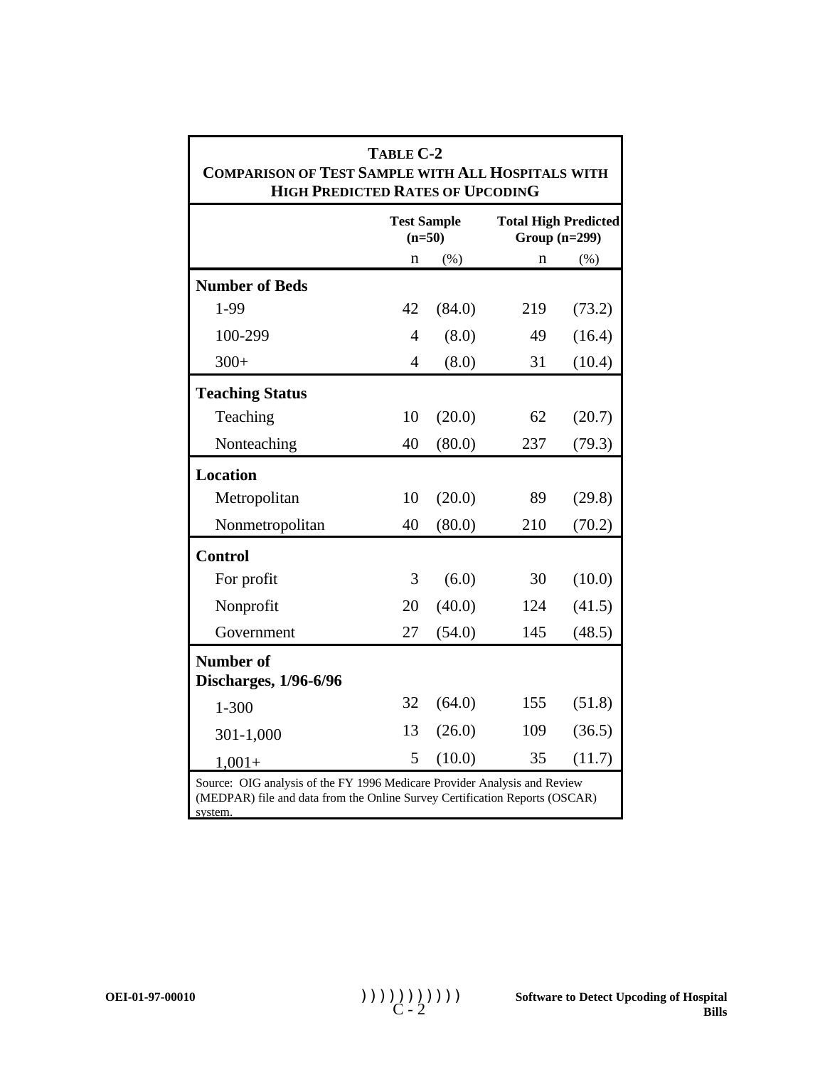**TABLE C-2**
**COMPARISON OF TEST SAMPLE WITH ALL HOSPITALS WITH HIGH PREDICTED RATES OF UPCODING**

| | Test Sample (n=50) | | Total High Predicted Group (n=299) | |
|---|---|---|---|---|
| | n | (%) | n | (%) |
| **Number of Beds** | | | | |
| 1-99 | 42 | (84.0) | 219 | (73.2) |
| 100-299 | 4 | (8.0) | 49 | (16.4) |
| 300+ | 4 | (8.0) | 31 | (10.4) |
| **Teaching Status** | | | | |
| Teaching | 10 | (20.0) | 62 | (20.7) |
| Nonteaching | 40 | (80.0) | 237 | (79.3) |
| **Location** | | | | |
| Metropolitan | 10 | (20.0) | 89 | (29.8) |
| Nonmetropolitan | 40 | (80.0) | 210 | (70.2) |
| **Control** | | | | |
| For profit | 3 | (6.0) | 30 | (10.0) |
| Nonprofit | 20 | (40.0) | 124 | (41.5) |
| Government | 27 | (54.0) | 145 | (48.5) |
| **Number of Discharges, 1/96-6/96** | | | | |
| 1-300 | 32 | (64.0) | 155 | (51.8) |
| 301-1,000 | 13 | (26.0) | 109 | (36.5) |
| 1,001+ | 5 | (10.0) | 35 | (11.7) |

Source: OIG analysis of the FY 1996 Medicare Provider Analysis and Review (MEDPAR) file and data from the Online Survey Certification Reports (OSCAR) system.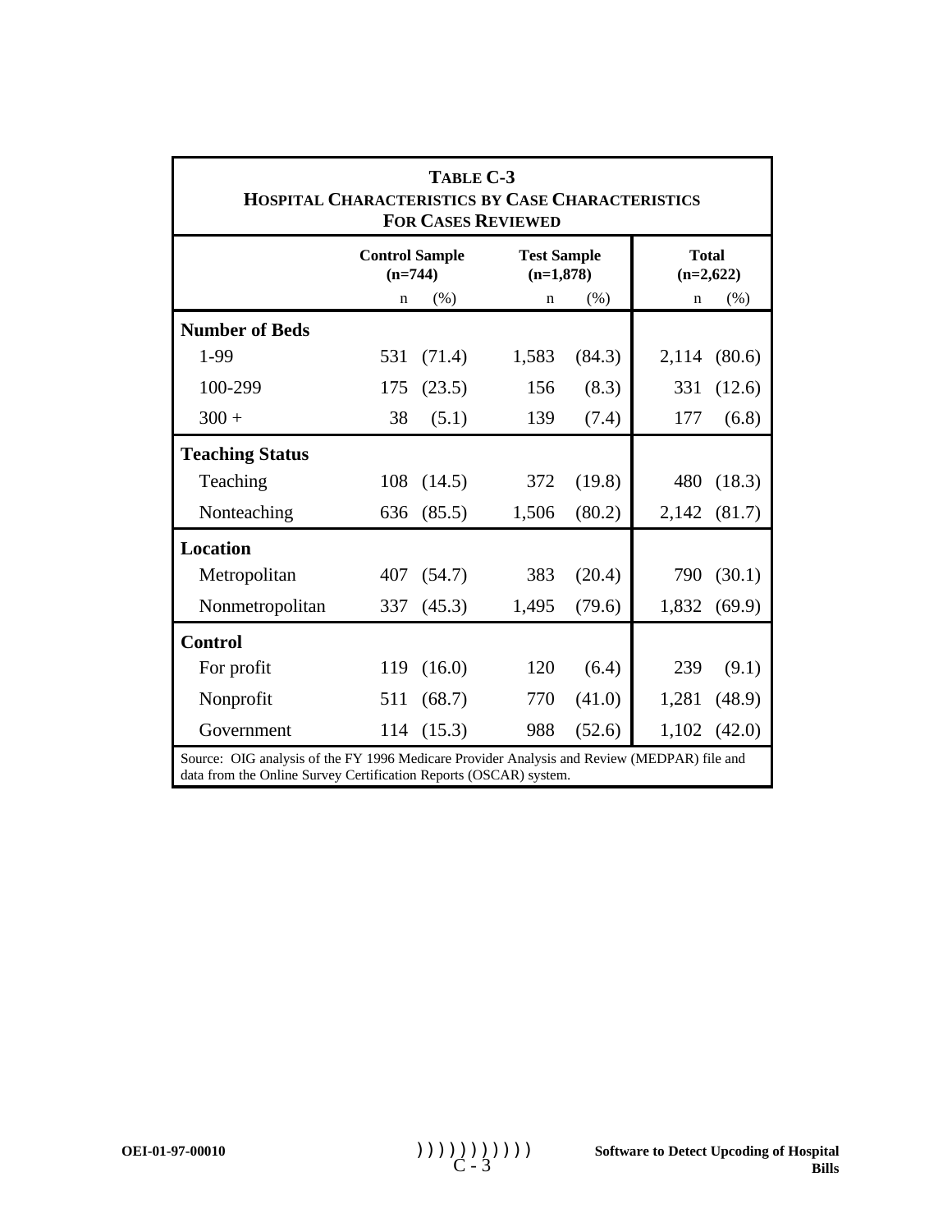**TABLE C-3**
**HOSPITAL CHARACTERISTICS BY CASE CHARACTERISTICS FOR CASES REVIEWED**

| | Control Sample (n=744) | | Test Sample (n=1,878) | | Total (n=2,622) | |
|---|---|---|---|---|---|---|
| | n | (%) | n | (%) | n | (%) |
| **Number of Beds** | | | | | | |
| 1-99 | 531 | (71.4) | 1,583 | (84.3) | 2,114 | (80.6) |
| 100-299 | 175 | (23.5) | 156 | (8.3) | 331 | (12.6) |
| 300 + | 38 | (5.1) | 139 | (7.4) | 177 | (6.8) |
| **Teaching Status** | | | | | | |
| Teaching | 108 | (14.5) | 372 | (19.8) | 480 | (18.3) |
| Nonteaching | 636 | (85.5) | 1,506 | (80.2) | 2,142 | (81.7) |
| **Location** | | | | | | |
| Metropolitan | 407 | (54.7) | 383 | (20.4) | 790 | (30.1) |
| Nonmetropolitan | 337 | (45.3) | 1,495 | (79.6) | 1,832 | (69.9) |
| **Control** | | | | | | |
| For profit | 119 | (16.0) | 120 | (6.4) | 239 | (9.1) |
| Nonprofit | 511 | (68.7) | 770 | (41.0) | 1,281 | (48.9) |
| Government | 114 | (15.3) | 988 | (52.6) | 1,102 | (42.0) |

Source: OIG analysis of the FY 1996 Medicare Provider Analysis and Review (MEDPAR) file and data from the Online Survey Certification Reports (OSCAR) system.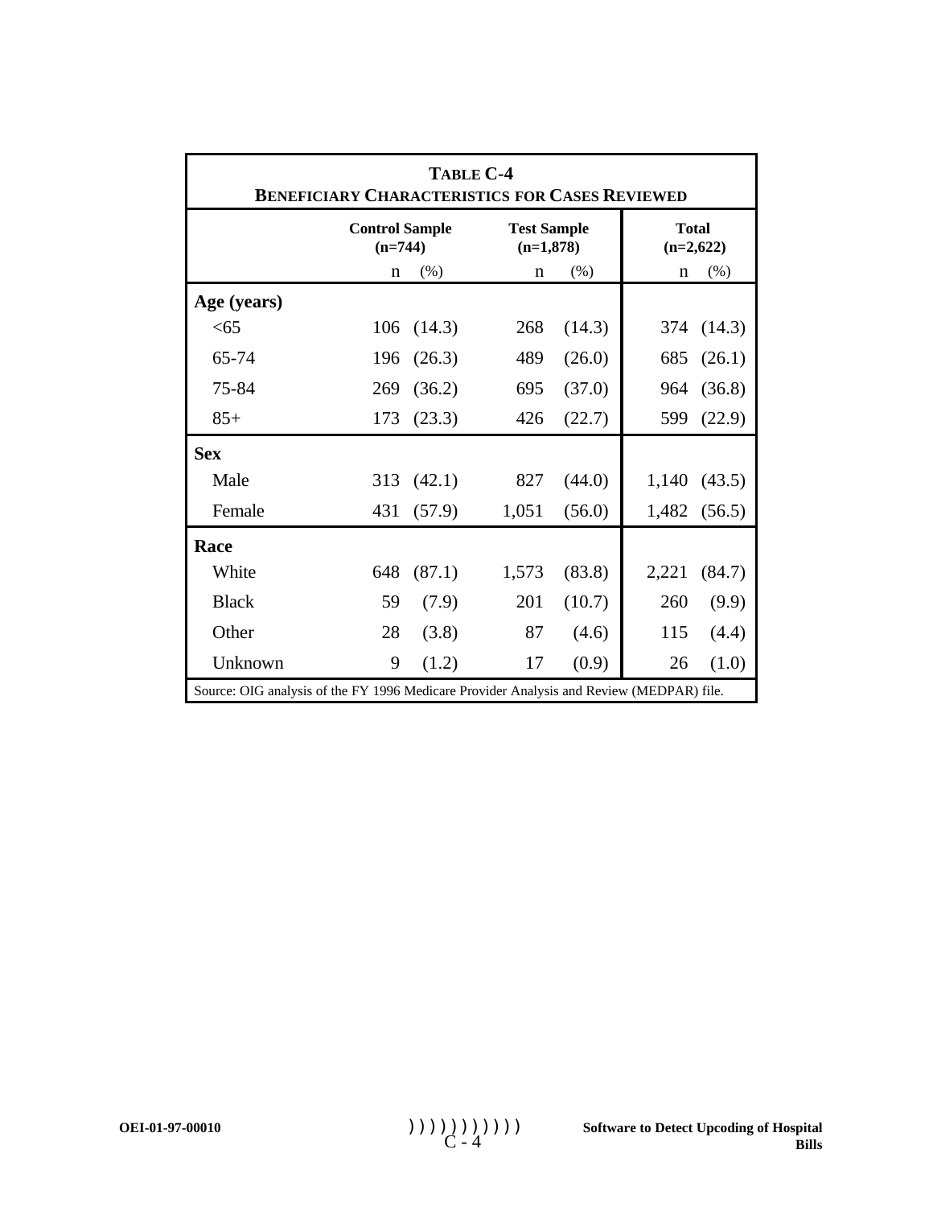**TABLE C-4**
**BENEFICIARY CHARACTERISTICS FOR CASES REVIEWED**

| | Control Sample (n=744) | | Test Sample (n=1,878) | | Total (n=2,622) | |
|---|---|---|---|---|---|---|
| | n | (%) | n | (%) | n | (%) |
| **Age (years)** | | | | | | |
| <65 | 106 | (14.3) | 268 | (14.3) | 374 | (14.3) |
| 65-74 | 196 | (26.3) | 489 | (26.0) | 685 | (26.1) |
| 75-84 | 269 | (36.2) | 695 | (37.0) | 964 | (36.8) |
| 85+ | 173 | (23.3) | 426 | (22.7) | 599 | (22.9) |
| **Sex** | | | | | | |
| Male | 313 | (42.1) | 827 | (44.0) | 1,140 | (43.5) |
| Female | 431 | (57.9) | 1,051 | (56.0) | 1,482 | (56.5) |
| **Race** | | | | | | |
| White | 648 | (87.1) | 1,573 | (83.8) | 2,221 | (84.7) |
| Black | 59 | (7.9) | 201 | (10.7) | 260 | (9.9) |
| Other | 28 | (3.8) | 87 | (4.6) | 115 | (4.4) |
| Unknown | 9 | (1.2) | 17 | (0.9) | 26 | (1.0) |

Source: OIG analysis of the FY 1996 Medicare Provider Analysis and Review (MEDPAR) file.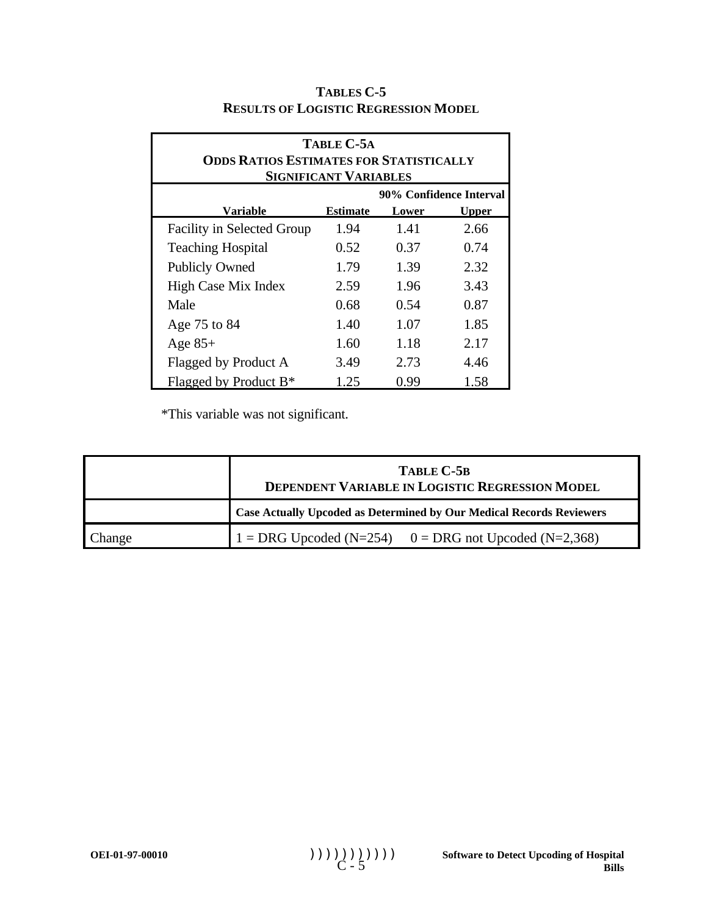## TABLES C-5
## RESULTS OF LOGISTIC REGRESSION MODEL

**TABLE C-5A**
**ODDS RATIOS ESTIMATES FOR STATISTICALLY SIGNIFICANT VARIABLES**

| | | 90% Confidence Interval | |
|---|---|---|---|
| **Variable** | **Estimate** | **Lower** | **Upper** |
| Facility in Selected Group | 1.94 | 1.41 | 2.66 |
| Teaching Hospital | 0.52 | 0.37 | 0.74 |
| Publicly Owned | 1.79 | 1.39 | 2.32 |
| High Case Mix Index | 2.59 | 1.96 | 3.43 |
| Male | 0.68 | 0.54 | 0.87 |
| Age 75 to 84 | 1.40 | 1.07 | 1.85 |
| Age 85+ | 1.60 | 1.18 | 2.17 |
| Flagged by Product A | 3.49 | 2.73 | 4.46 |
| Flagged by Product B* | 1.25 | 0.99 | 1.58 |

*This variable was not significant.

| | **TABLE C-5B** **DEPENDENT VARIABLE IN LOGISTIC REGRESSION MODEL** |
|---|---|
| | **Case Actually Upcoded as Determined by Our Medical Records Reviewers** |
| Change | 1 = DRG Upcoded (N=254) 0 = DRG not Upcoded (N=2,368) |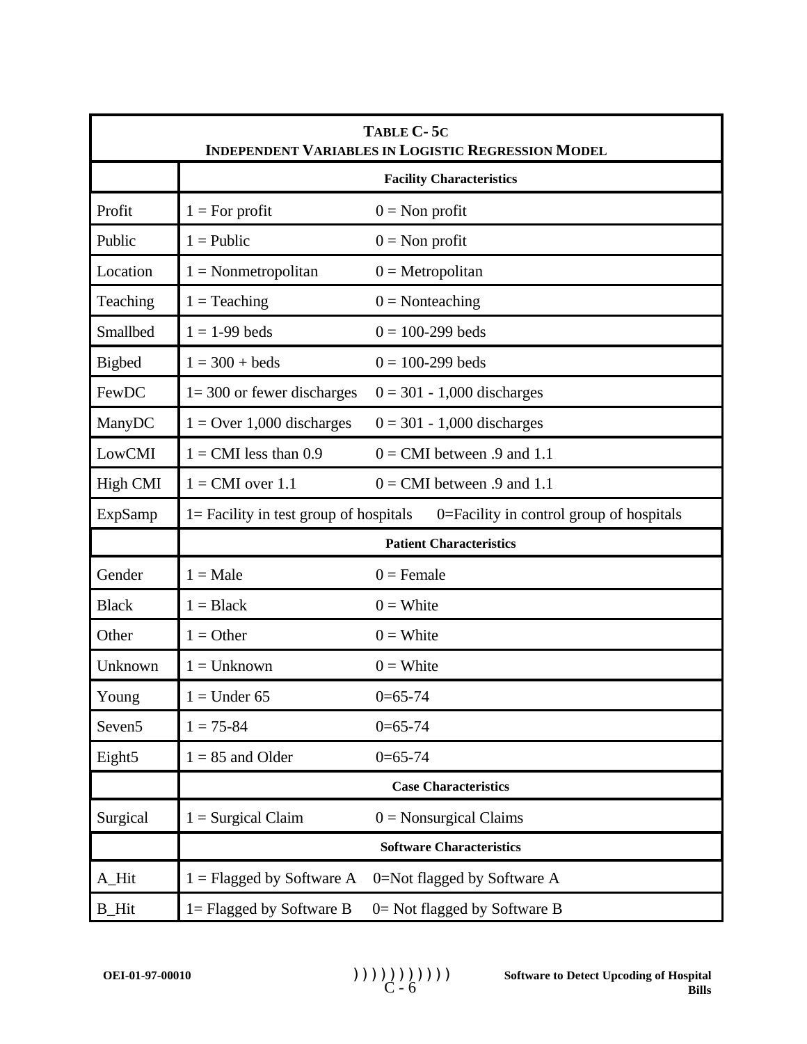**TABLE C- 5C**
**INDEPENDENT VARIABLES IN LOGISTIC REGRESSION MODEL**

| | | |
|---|---|---|
| | **Facility Characteristics** | |
| Profit | 1 = For profit | 0 = Non profit |
| Public | 1 = Public | 0 = Non profit |
| Location | 1 = Nonmetropolitan | 0 = Metropolitan |
| Teaching | 1 = Teaching | 0 = Nonteaching |
| Smallbed | 1 = 1-99 beds | 0 = 100-299 beds |
| Bigbed | 1 = 300 + beds | 0 = 100-299 beds |
| FewDC | 1= 300 or fewer discharges | 0 = 301 - 1,000 discharges |
| ManyDC | 1 = Over 1,000 discharges | 0 = 301 - 1,000 discharges |
| LowCMI | 1 = CMI less than 0.9 | 0 = CMI between .9 and 1.1 |
| High CMI | 1 = CMI over 1.1 | 0 = CMI between .9 and 1.1 |
| ExpSamp | 1= Facility in test group of hospitals | 0=Facility in control group of hospitals |
| | **Patient Characteristics** | |
| Gender | 1 = Male | 0 = Female |
| Black | 1 = Black | 0 = White |
| Other | 1 = Other | 0 = White |
| Unknown | 1 = Unknown | 0 = White |
| Young | 1 = Under 65 | 0=65-74 |
| Seven5 | 1 = 75-84 | 0=65-74 |
| Eight5 | 1 = 85 and Older | 0=65-74 |
| | **Case Characteristics** | |
| Surgical | 1 = Surgical Claim | 0 = Nonsurgical Claims |
| | **Software Characteristics** | |
| A_Hit | 1 = Flagged by Software A | 0=Not flagged by Software A |
| B_Hit | 1= Flagged by Software B | 0= Not flagged by Software B |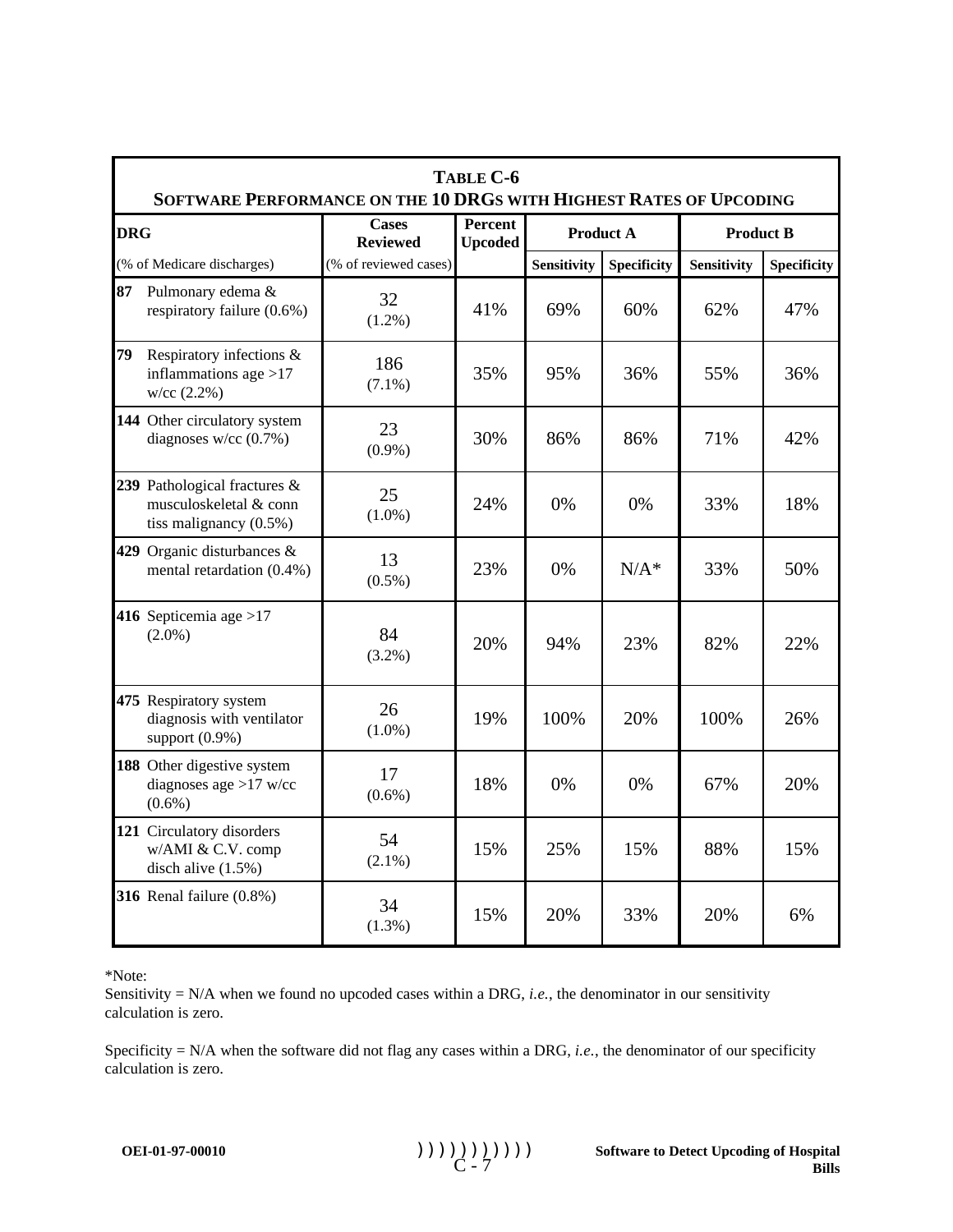**TABLE C-6**
**SOFTWARE PERFORMANCE ON THE 10 DRGS WITH HIGHEST RATES OF UPCODING**

| DRG (% of Medicare discharges) | Cases Reviewed (% of reviewed cases) | Percent Upcoded | Product A | | Product B | |
|---|---|---|---|---|---|---|
| | | | Sensitivity | Specificity | Sensitivity | Specificity |
| **87** Pulmonary edema & respiratory failure (0.6%) | 32 (1.2%) | 41% | 69% | 60% | 62% | 47% |
| **79** Respiratory infections & inflammations age >17 w/cc (2.2%) | 186 (7.1%) | 35% | 95% | 36% | 55% | 36% |
| **144** Other circulatory system diagnoses w/cc (0.7%) | 23 (0.9%) | 30% | 86% | 86% | 71% | 42% |
| **239** Pathological fractures & musculoskeletal & conn tiss malignancy (0.5%) | 25 (1.0%) | 24% | 0% | 0% | 33% | 18% |
| **429** Organic disturbances & mental retardation (0.4%) | 13 (0.5%) | 23% | 0% | N/A* | 33% | 50% |
| **416** Septicemia age >17 (2.0%) | 84 (3.2%) | 20% | 94% | 23% | 82% | 22% |
| **475** Respiratory system diagnosis with ventilator support (0.9%) | 26 (1.0%) | 19% | 100% | 20% | 100% | 26% |
| **188** Other digestive system diagnoses age >17 w/cc (0.6%) | 17 (0.6%) | 18% | 0% | 0% | 67% | 20% |
| **121** Circulatory disorders w/AMI & C.V. comp disch alive (1.5%) | 54 (2.1%) | 15% | 25% | 15% | 88% | 15% |
| **316** Renal failure (0.8%) | 34 (1.3%) | 15% | 20% | 33% | 20% | 6% |

*Note:

Sensitivity = N/A when we found no upcoded cases within a DRG, *i.e.*, the denominator in our sensitivity calculation is zero.

Specificity = N/A when the software did not flag any cases within a DRG, *i.e.*, the denominator of our specificity calculation is zero.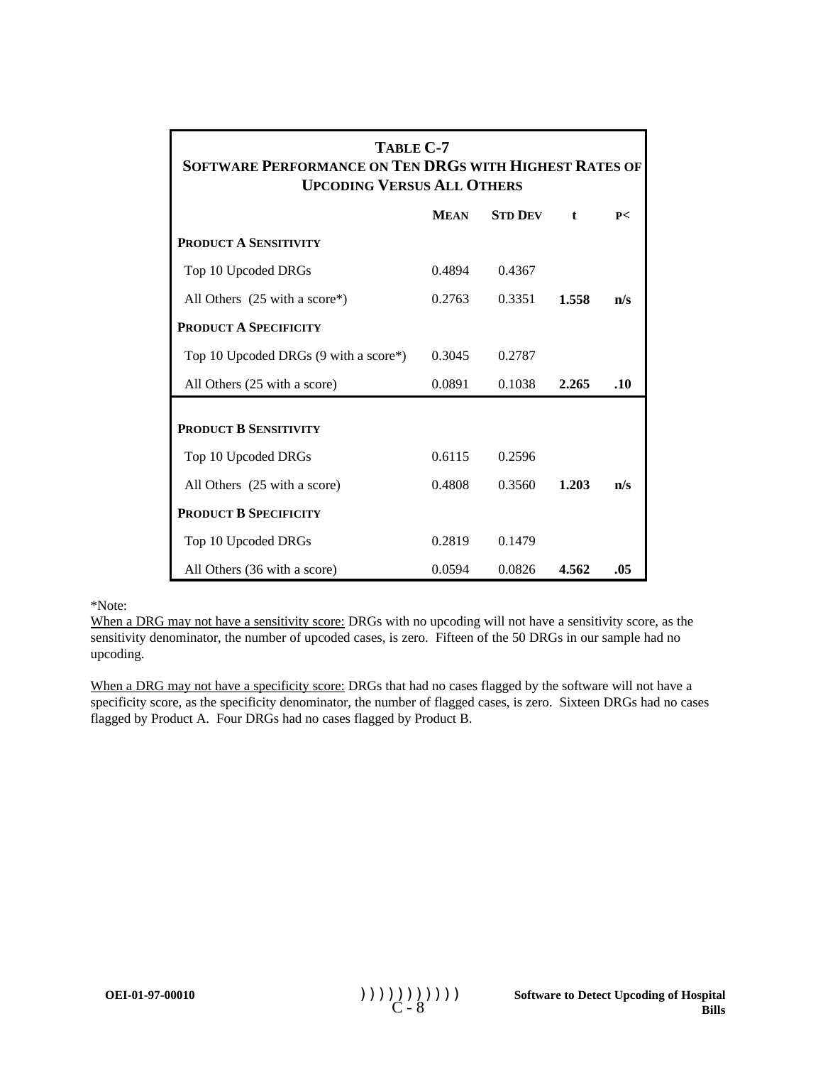**TABLE C-7**
**SOFTWARE PERFORMANCE ON TEN DRGS WITH HIGHEST RATES OF UPCODING VERSUS ALL OTHERS**

| | MEAN | STD DEV | t | P< |
|---|---|---|---|---|
| **PRODUCT A SENSITIVITY** | | | | |
| Top 10 Upcoded DRGs | 0.4894 | 0.4367 | | |
| All Others (25 with a score*) | 0.2763 | 0.3351 | **1.558** | **n/s** |
| **PRODUCT A SPECIFICITY** | | | | |
| Top 10 Upcoded DRGs (9 with a score*) | 0.3045 | 0.2787 | | |
| All Others (25 with a score) | 0.0891 | 0.1038 | **2.265** | **.10** |
| **PRODUCT B SENSITIVITY** | | | | |
| Top 10 Upcoded DRGs | 0.6115 | 0.2596 | | |
| All Others (25 with a score) | 0.4808 | 0.3560 | **1.203** | **n/s** |
| **PRODUCT B SPECIFICITY** | | | | |
| Top 10 Upcoded DRGs | 0.2819 | 0.1479 | | |
| All Others (36 with a score) | 0.0594 | 0.0826 | **4.562** | **.05** |

*Note:

When a DRG may not have a sensitivity score: DRGs with no upcoding will not have a sensitivity score, as the sensitivity denominator, the number of upcoded cases, is zero. Fifteen of the 50 DRGs in our sample had no upcoding.

When a DRG may not have a specificity score: DRGs that had no cases flagged by the software will not have a specificity score, as the specificity denominator, the number of flagged cases, is zero. Sixteen DRGs had no cases flagged by Product A. Four DRGs had no cases flagged by Product B.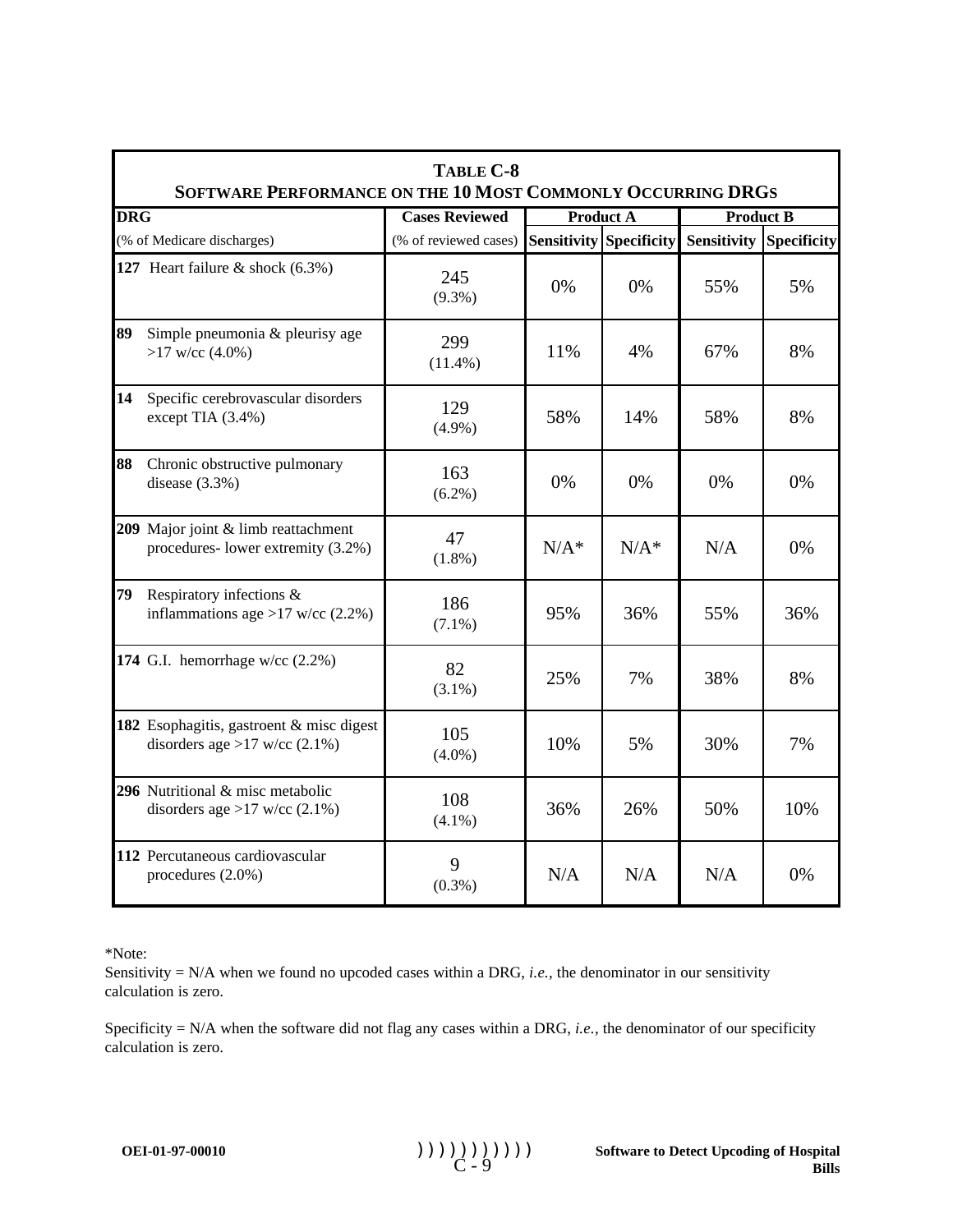**TABLE C-8**
**SOFTWARE PERFORMANCE ON THE 10 MOST COMMONLY OCCURRING DRGS**

| DRG (% of Medicare discharges) | Cases Reviewed (% of reviewed cases) | Product A | | Product B | |
|---|---|---|---|---|---|
| | | Sensitivity | Specificity | Sensitivity | Specificity |
| **127** Heart failure & shock (6.3%) | 245 (9.3%) | 0% | 0% | 55% | 5% |
| **89** Simple pneumonia & pleurisy age >17 w/cc (4.0%) | 299 (11.4%) | 11% | 4% | 67% | 8% |
| **14** Specific cerebrovascular disorders except TIA (3.4%) | 129 (4.9%) | 58% | 14% | 58% | 8% |
| **88** Chronic obstructive pulmonary disease (3.3%) | 163 (6.2%) | 0% | 0% | 0% | 0% |
| **209** Major joint & limb reattachment procedures- lower extremity (3.2%) | 47 (1.8%) | N/A* | N/A* | N/A | 0% |
| **79** Respiratory infections & inflammations age >17 w/cc (2.2%) | 186 (7.1%) | 95% | 36% | 55% | 36% |
| **174** G.I. hemorrhage w/cc (2.2%) | 82 (3.1%) | 25% | 7% | 38% | 8% |
| **182** Esophagitis, gastroent & misc digest disorders age >17 w/cc (2.1%) | 105 (4.0%) | 10% | 5% | 30% | 7% |
| **296** Nutritional & misc metabolic disorders age >17 w/cc (2.1%) | 108 (4.1%) | 36% | 26% | 50% | 10% |
| **112** Percutaneous cardiovascular procedures (2.0%) | 9 (0.3%) | N/A | N/A | N/A | 0% |

*Note:

Sensitivity = N/A when we found no upcoded cases within a DRG, *i.e.*, the denominator in our sensitivity calculation is zero.

Specificity = N/A when the software did not flag any cases within a DRG, *i.e.*, the denominator of our specificity calculation is zero.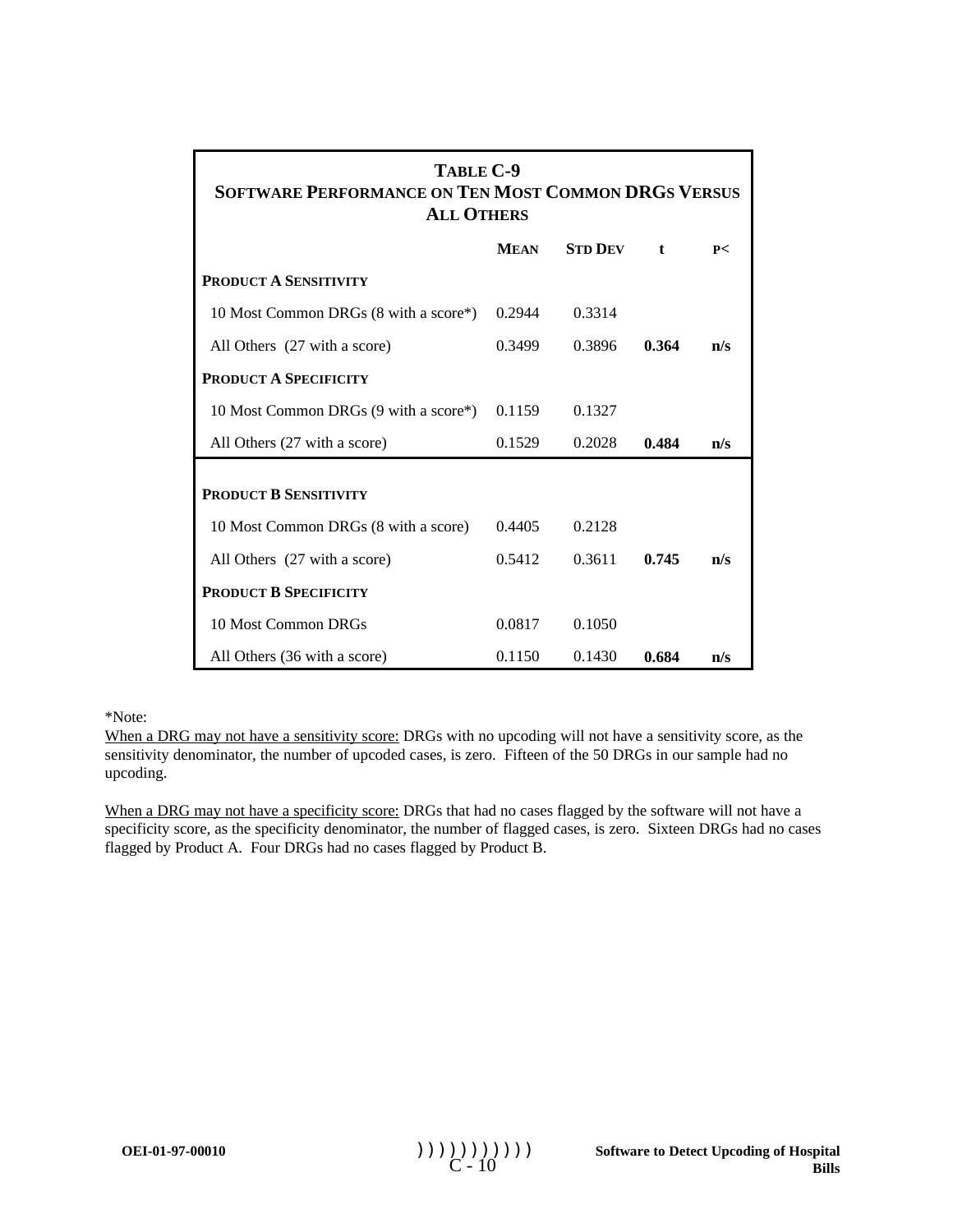**TABLE C-9**
**SOFTWARE PERFORMANCE ON TEN MOST COMMON DRGS VERSUS ALL OTHERS**

| | MEAN | STD DEV | t | P< |
|---|---|---|---|---|
| **PRODUCT A SENSITIVITY** | | | | |
| 10 Most Common DRGs (8 with a score*) | 0.2944 | 0.3314 | | |
| All Others (27 with a score) | 0.3499 | 0.3896 | **0.364** | **n/s** |
| **PRODUCT A SPECIFICITY** | | | | |
| 10 Most Common DRGs (9 with a score*) | 0.1159 | 0.1327 | | |
| All Others (27 with a score) | 0.1529 | 0.2028 | **0.484** | **n/s** |
| **PRODUCT B SENSITIVITY** | | | | |
| 10 Most Common DRGs (8 with a score) | 0.4405 | 0.2128 | | |
| All Others (27 with a score) | 0.5412 | 0.3611 | **0.745** | **n/s** |
| **PRODUCT B SPECIFICITY** | | | | |
| 10 Most Common DRGs | 0.0817 | 0.1050 | | |
| All Others (36 with a score) | 0.1150 | 0.1430 | **0.684** | **n/s** |

*Note:

When a DRG may not have a sensitivity score: DRGs with no upcoding will not have a sensitivity score, as the sensitivity denominator, the number of upcoded cases, is zero. Fifteen of the 50 DRGs in our sample had no upcoding.

When a DRG may not have a specificity score: DRGs that had no cases flagged by the software will not have a specificity score, as the specificity denominator, the number of flagged cases, is zero. Sixteen DRGs had no cases flagged by Product A. Four DRGs had no cases flagged by Product B.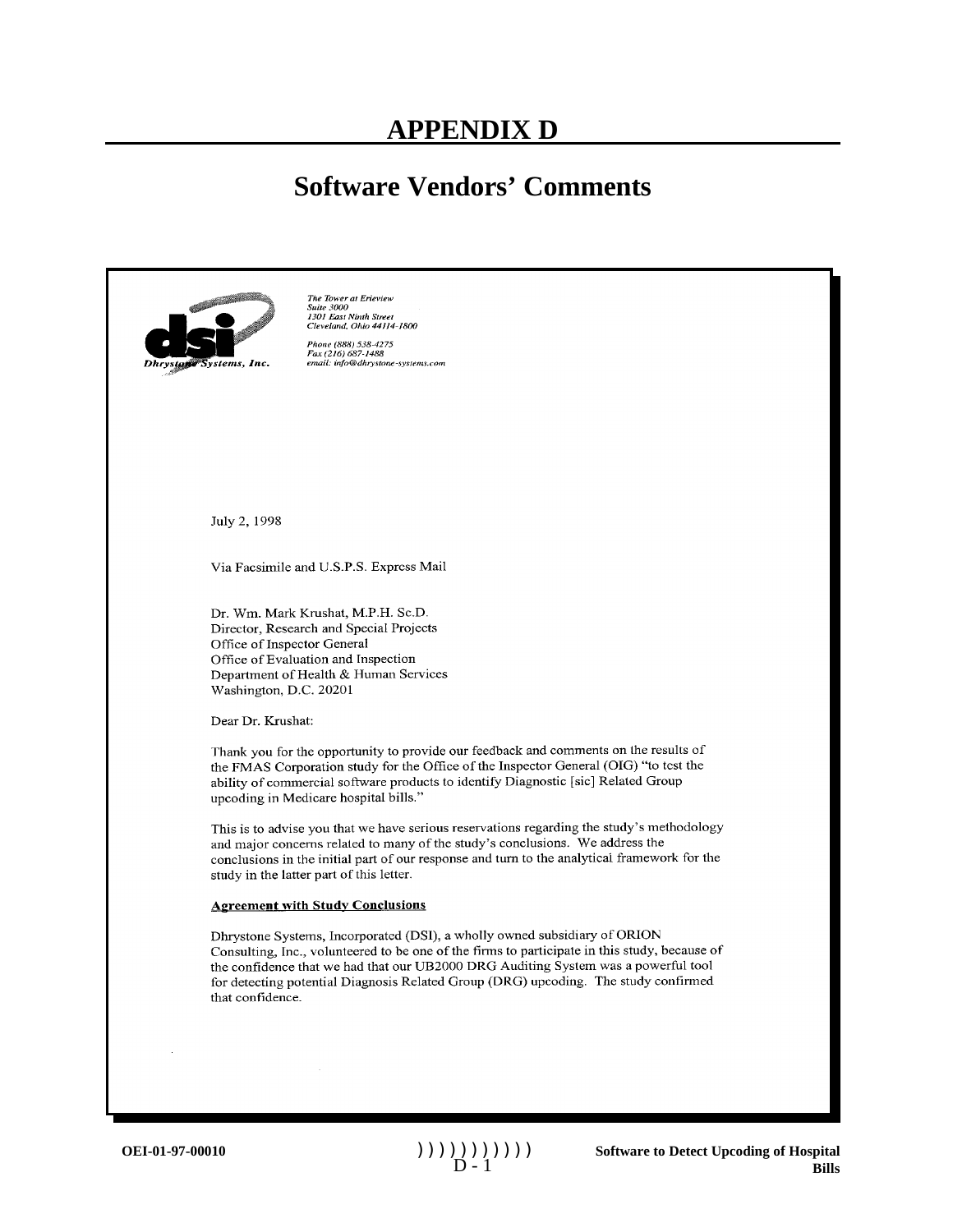# APPENDIX D

## Software Vendors' Comments

**dsi** Dhrystone Systems, Inc.

*The Tower at Erieview*
*Suite 3000*
*1301 East Ninth Street*
*Cleveland, Ohio 44114-1800*

*Phone (888) 538-4275*
*Fax (216) 687-1488*
*email: info@dhrystone-systems.com*

July 2, 1998

Via Facsimile and U.S.P.S. Express Mail

Dr. Wm. Mark Krushat, M.P.H. Sc.D.
Director, Research and Special Projects
Office of Inspector General
Office of Evaluation and Inspection
Department of Health & Human Services
Washington, D.C. 20201

Dear Dr. Krushat:

Thank you for the opportunity to provide our feedback and comments on the results of the FMAS Corporation study for the Office of the Inspector General (OIG) "to test the ability of commercial software products to identify Diagnostic [sic] Related Group upcoding in Medicare hospital bills."

This is to advise you that we have serious reservations regarding the study's methodology and major concerns related to many of the study's conclusions. We address the conclusions in the initial part of our response and turn to the analytical framework for the study in the latter part of this letter.

**Agreement with Study Conclusions**

Dhrystone Systems, Incorporated (DSI), a wholly owned subsidiary of ORION Consulting, Inc., volunteered to be one of the firms to participate in this study, because of the confidence that we had that our UB2000 DRG Auditing System was a powerful tool for detecting potential Diagnosis Related Group (DRG) upcoding. The study confirmed that confidence.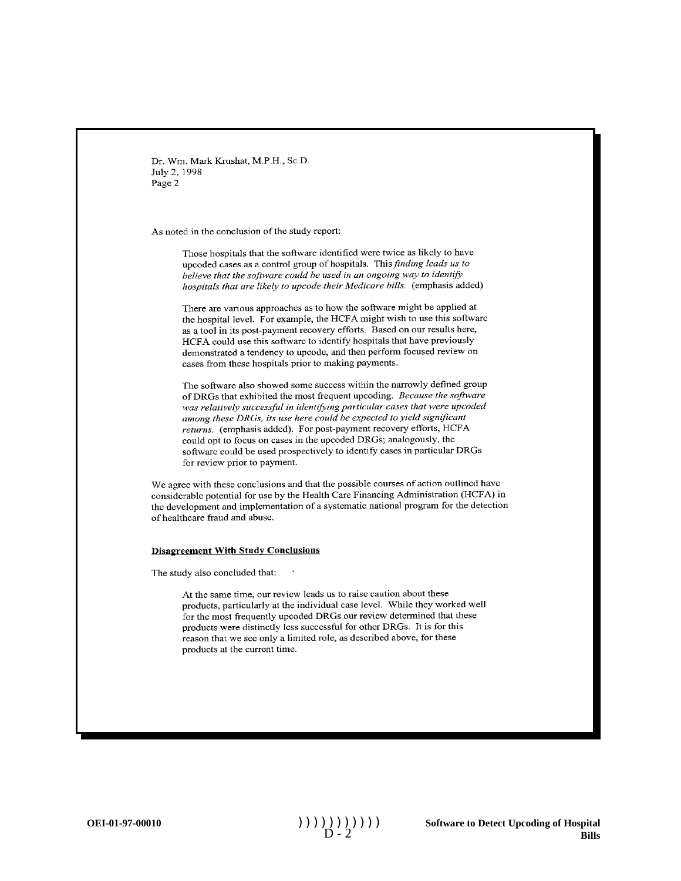Dr. Wm. Mark Krushat, M.P.H., Sc.D.
July 2, 1998
Page 2

As noted in the conclusion of the study report:

> Those hospitals that the software identified were twice as likely to have upcoded cases as a control group of hospitals. This *finding leads us to believe that the software could be used in an ongoing way to identify hospitals that are likely to upcode their Medicare bills.* (emphasis added)
>
> There are various approaches as to how the software might be applied at the hospital level. For example, the HCFA might wish to use this software as a tool in its post-payment recovery efforts. Based on our results here, HCFA could use this software to identify hospitals that have previously demonstrated a tendency to upcode, and then perform focused review on cases from these hospitals prior to making payments.
>
> The software also showed some success within the narrowly defined group of DRGs that exhibited the most frequent upcoding. *Because the software was relatively successful in identifying particular cases that were upcoded among these DRGs, its use here could be expected to yield significant returns.* (emphasis added). For post-payment recovery efforts, HCFA could opt to focus on cases in the upcoded DRGs; analogously, the software could be used prospectively to identify cases in particular DRGs for review prior to payment.

We agree with these conclusions and that the possible courses of action outlined have considerable potential for use by the Health Care Financing Administration (HCFA) in the development and implementation of a systematic national program for the detection of healthcare fraud and abuse.

**Disagreement With Study Conclusions**

The study also concluded that:

> At the same time, our review leads us to raise caution about these products, particularly at the individual case level. While they worked well for the most frequently upcoded DRGs our review determined that these products were distinctly less successful for other DRGs. It is for this reason that we see only a limited role, as described above, for these products at the current time.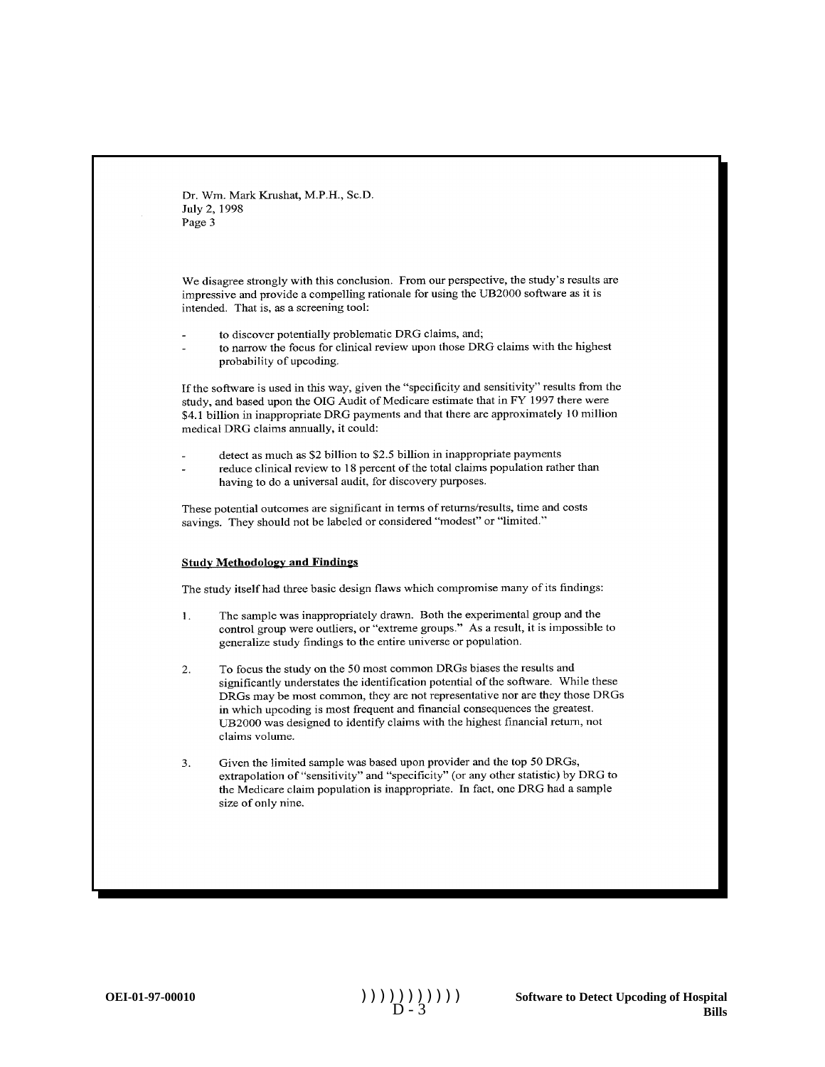Dr. Wm. Mark Krushat, M.P.H., Sc.D.
July 2, 1998
Page 3

We disagree strongly with this conclusion. From our perspective, the study's results are impressive and provide a compelling rationale for using the UB2000 software as it is intended. That is, as a screening tool:

- to discover potentially problematic DRG claims, and;
- to narrow the focus for clinical review upon those DRG claims with the highest probability of upcoding.

If the software is used in this way, given the "specificity and sensitivity" results from the study, and based upon the OIG Audit of Medicare estimate that in FY 1997 there were $4.1 billion in inappropriate DRG payments and that there are approximately 10 million medical DRG claims annually, it could:

- detect as much as $2 billion to $2.5 billion in inappropriate payments
- reduce clinical review to 18 percent of the total claims population rather than having to do a universal audit, for discovery purposes.

These potential outcomes are significant in terms of returns/results, time and costs savings. They should not be labeled or considered "modest" or "limited."

**Study Methodology and Findings**

The study itself had three basic design flaws which compromise many of its findings:

1. The sample was inappropriately drawn. Both the experimental group and the control group were outliers, or "extreme groups." As a result, it is impossible to generalize study findings to the entire universe or population.

2. To focus the study on the 50 most common DRGs biases the results and significantly understates the identification potential of the software. While these DRGs may be most common, they are not representative nor are they those DRGs in which upcoding is most frequent and financial consequences the greatest. UB2000 was designed to identify claims with the highest financial return, not claims volume.

3. Given the limited sample was based upon provider and the top 50 DRGs, extrapolation of "sensitivity" and "specificity" (or any other statistic) by DRG to the Medicare claim population is inappropriate. In fact, one DRG had a sample size of only nine.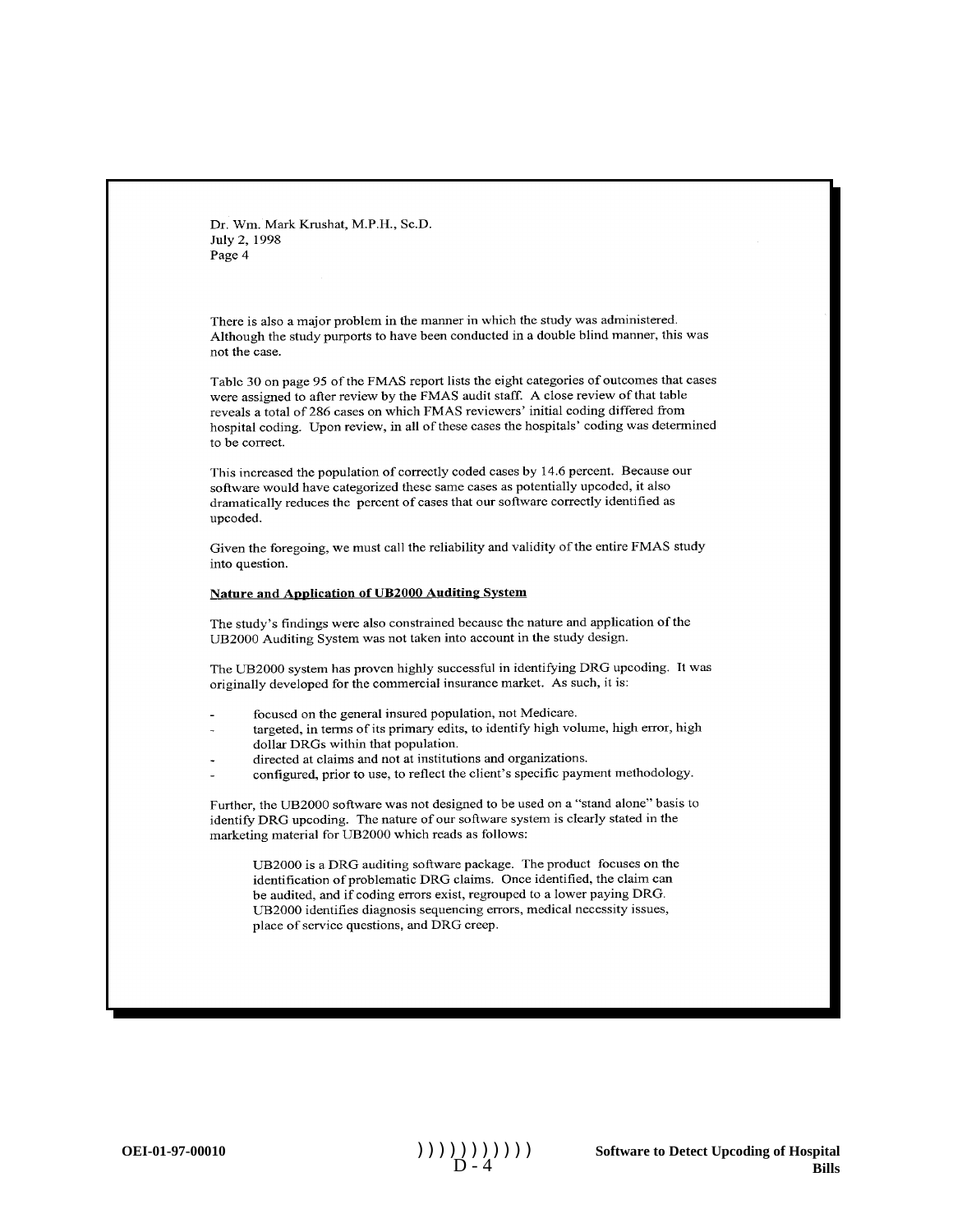Dr. Wm. Mark Krushat, M.P.H., Sc.D.
July 2, 1998
Page 4

There is also a major problem in the manner in which the study was administered. Although the study purports to have been conducted in a double blind manner, this was not the case.

Table 30 on page 95 of the FMAS report lists the eight categories of outcomes that cases were assigned to after review by the FMAS audit staff. A close review of that table reveals a total of 286 cases on which FMAS reviewers' initial coding differed from hospital coding. Upon review, in all of these cases the hospitals' coding was determined to be correct.

This increased the population of correctly coded cases by 14.6 percent. Because our software would have categorized these same cases as potentially upcoded, it also dramatically reduces the percent of cases that our software correctly identified as upcoded.

Given the foregoing, we must call the reliability and validity of the entire FMAS study into question.

**Nature and Application of UB2000 Auditing System**

The study's findings were also constrained because the nature and application of the UB2000 Auditing System was not taken into account in the study design.

The UB2000 system has proven highly successful in identifying DRG upcoding. It was originally developed for the commercial insurance market. As such, it is:

- focused on the general insured population, not Medicare.
- targeted, in terms of its primary edits, to identify high volume, high error, high dollar DRGs within that population.
- directed at claims and not at institutions and organizations.
- configured, prior to use, to reflect the client's specific payment methodology.

Further, the UB2000 software was not designed to be used on a "stand alone" basis to identify DRG upcoding. The nature of our software system is clearly stated in the marketing material for UB2000 which reads as follows:

> UB2000 is a DRG auditing software package. The product focuses on the identification of problematic DRG claims. Once identified, the claim can be audited, and if coding errors exist, regrouped to a lower paying DRG. UB2000 identifies diagnosis sequencing errors, medical necessity issues, place of service questions, and DRG creep.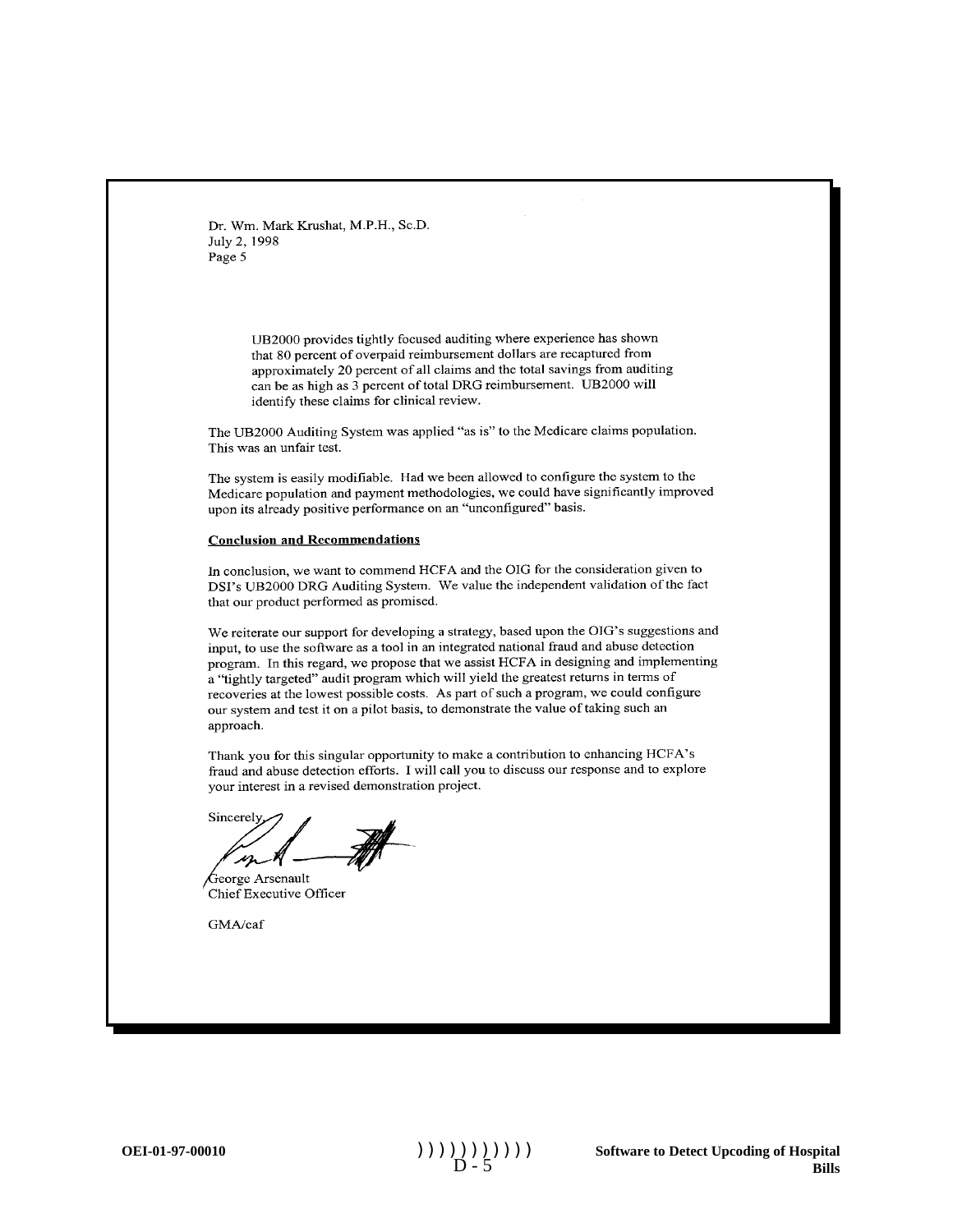Dr. Wm. Mark Krushat, M.P.H., Sc.D.
July 2, 1998
Page 5

> UB2000 provides tightly focused auditing where experience has shown that 80 percent of overpaid reimbursement dollars are recaptured from approximately 20 percent of all claims and the total savings from auditing can be as high as 3 percent of total DRG reimbursement. UB2000 will identify these claims for clinical review.

The UB2000 Auditing System was applied "as is" to the Medicare claims population. This was an unfair test.

The system is easily modifiable. Had we been allowed to configure the system to the Medicare population and payment methodologies, we could have significantly improved upon its already positive performance on an "unconfigured" basis.

**Conclusion and Recommendations**

In conclusion, we want to commend HCFA and the OIG for the consideration given to DSI's UB2000 DRG Auditing System. We value the independent validation of the fact that our product performed as promised.

We reiterate our support for developing a strategy, based upon the OIG's suggestions and input, to use the software as a tool in an integrated national fraud and abuse detection program. In this regard, we propose that we assist HCFA in designing and implementing a "tightly targeted" audit program which will yield the greatest returns in terms of recoveries at the lowest possible costs. As part of such a program, we could configure our system and test it on a pilot basis, to demonstrate the value of taking such an approach.

Thank you for this singular opportunity to make a contribution to enhancing HCFA's fraud and abuse detection efforts. I will call you to discuss our response and to explore your interest in a revised demonstration project.

Sincerely,

George Arsenault
Chief Executive Officer

GMA/caf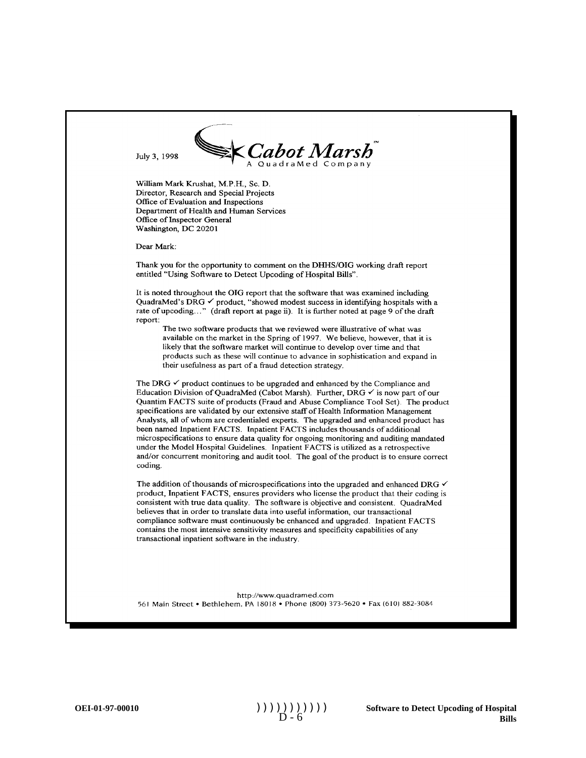July 3, 1998

**Cabot Marsh™**
A QuadraMed Company

William Mark Krushat, M.P.H., Sc. D.
Director, Research and Special Projects
Office of Evaluation and Inspections
Department of Health and Human Services
Office of Inspector General
Washington, DC 20201

Dear Mark:

Thank you for the opportunity to comment on the DHHS/OIG working draft report entitled "Using Software to Detect Upcoding of Hospital Bills".

It is noted throughout the OIG report that the software that was examined including QuadraMed's DRG ✓ product, "showed modest success in identifying hospitals with a rate of upcoding…" (draft report at page ii). It is further noted at page 9 of the draft report:

> The two software products that we reviewed were illustrative of what was available on the market in the Spring of 1997. We believe, however, that it is likely that the software market will continue to develop over time and that products such as these will continue to advance in sophistication and expand in their usefulness as part of a fraud detection strategy.

The DRG ✓ product continues to be upgraded and enhanced by the Compliance and Education Division of QuadraMed (Cabot Marsh). Further, DRG ✓ is now part of our Quantim FACTS suite of products (Fraud and Abuse Compliance Tool Set). The product specifications are validated by our extensive staff of Health Information Management Analysts, all of whom are credentialed experts. The upgraded and enhanced product has been named Inpatient FACTS. Inpatient FACTS includes thousands of additional microspecifications to ensure data quality for ongoing monitoring and auditing mandated under the Model Hospital Guidelines. Inpatient FACTS is utilized as a retrospective and/or concurrent monitoring and audit tool. The goal of the product is to ensure correct coding.

The addition of thousands of microspecifications into the upgraded and enhanced DRG ✓ product, Inpatient FACTS, ensures providers who license the product that their coding is consistent with true data quality. The software is objective and consistent. QuadraMed believes that in order to translate data into useful information, our transactional compliance software must continuously be enhanced and upgraded. Inpatient FACTS contains the most intensive sensitivity measures and specificity capabilities of any transactional inpatient software in the industry.

http://www.quadramed.com
561 Main Street • Bethlehem, PA 18018 • Phone (800) 373-5620 • Fax (610) 882-3084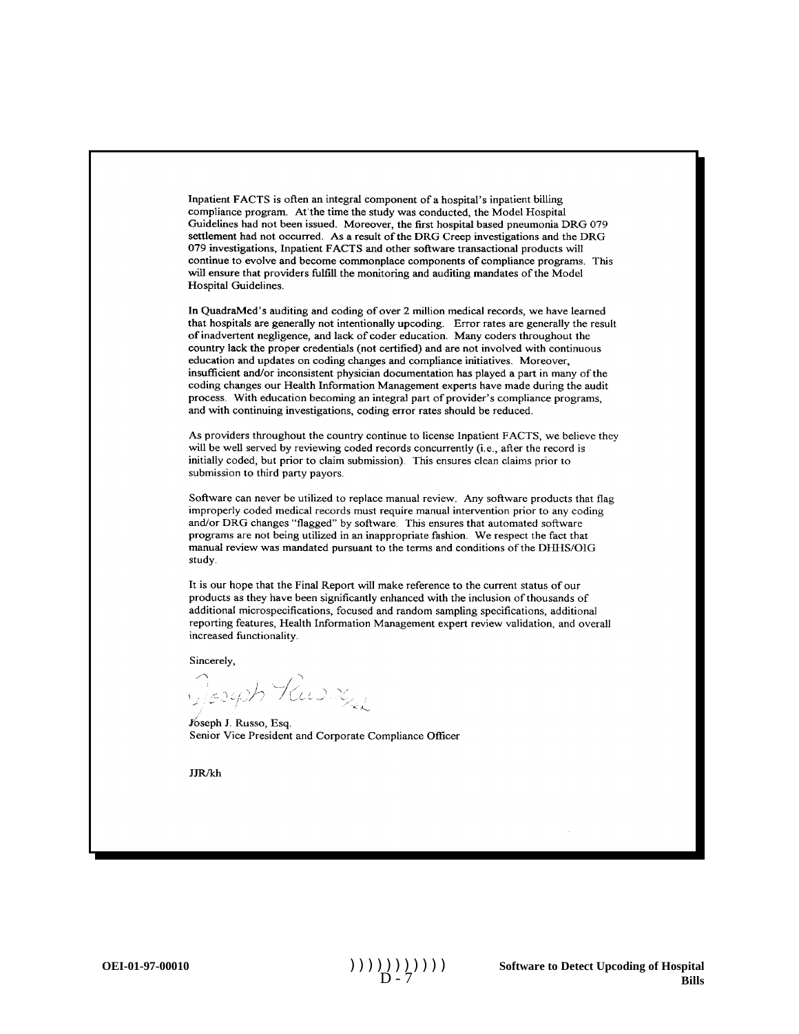Inpatient FACTS is often an integral component of a hospital's inpatient billing compliance program. At the time the study was conducted, the Model Hospital Guidelines had not been issued. Moreover, the first hospital based pneumonia DRG 079 settlement had not occurred. As a result of the DRG Creep investigations and the DRG 079 investigations, Inpatient FACTS and other software transactional products will continue to evolve and become commonplace components of compliance programs. This will ensure that providers fulfill the monitoring and auditing mandates of the Model Hospital Guidelines.

In QuadraMed's auditing and coding of over 2 million medical records, we have learned that hospitals are generally not intentionally upcoding. Error rates are generally the result of inadvertent negligence, and lack of coder education. Many coders throughout the country lack the proper credentials (not certified) and are not involved with continuous education and updates on coding changes and compliance initiatives. Moreover, insufficient and/or inconsistent physician documentation has played a part in many of the coding changes our Health Information Management experts have made during the audit process. With education becoming an integral part of provider's compliance programs, and with continuing investigations, coding error rates should be reduced.

As providers throughout the country continue to license Inpatient FACTS, we believe they will be well served by reviewing coded records concurrently (i.e., after the record is initially coded, but prior to claim submission). This ensures clean claims prior to submission to third party payors.

Software can never be utilized to replace manual review. Any software products that flag improperly coded medical records must require manual intervention prior to any coding and/or DRG changes "flagged" by software. This ensures that automated software programs are not being utilized in an inappropriate fashion. We respect the fact that manual review was mandated pursuant to the terms and conditions of the DHHS/OIG study.

It is our hope that the Final Report will make reference to the current status of our products as they have been significantly enhanced with the inclusion of thousands of additional microspecifications, focused and random sampling specifications, additional reporting features, Health Information Management expert review validation, and overall increased functionality.

Sincerely,

Joseph J. Russo, Esq.
Senior Vice President and Corporate Compliance Officer

JJR/kh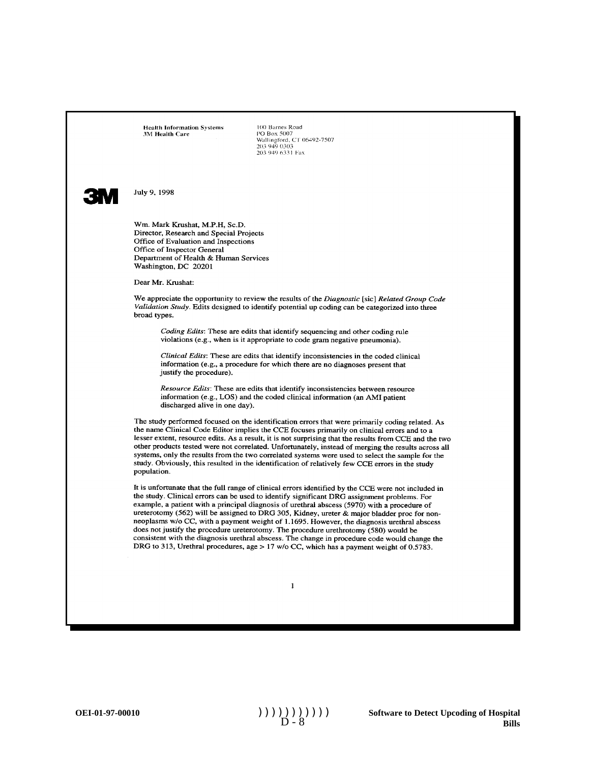Health Information Systems
3M Health Care

100 Barnes Road
PO Box 5007
Wallingford, CT 06492-7507
203 949 0303
203 949 6331 Fax

**3M**

July 9, 1998

Wm. Mark Krushat, M.P.H, Sc.D.
Director, Research and Special Projects
Office of Evaluation and Inspections
Office of Inspector General
Department of Health & Human Services
Washington, DC 20201

Dear Mr. Krushat:

We appreciate the opportunity to review the results of the *Diagnostic* [sic] *Related Group Code Validation Study*. Edits designed to identify potential up coding can be categorized into three broad types.

> *Coding Edits*: These are edits that identify sequencing and other coding rule violations (e.g., when is it appropriate to code gram negative pneumonia).
>
> *Clinical Edits*: These are edits that identify inconsistencies in the coded clinical information (e.g., a procedure for which there are no diagnoses present that justify the procedure).
>
> *Resource Edits*: These are edits that identify inconsistencies between resource information (e.g., LOS) and the coded clinical information (an AMI patient discharged alive in one day).

The study performed focused on the identification errors that were primarily coding related. As the name Clinical Code Editor implies the CCE focuses primarily on clinical errors and to a lesser extent, resource edits. As a result, it is not surprising that the results from CCE and the two other products tested were not correlated. Unfortunately, instead of merging the results across all systems, only the results from the two correlated systems were used to select the sample for the study. Obviously, this resulted in the identification of relatively few CCE errors in the study population.

It is unfortunate that the full range of clinical errors identified by the CCE were not included in the study. Clinical errors can be used to identify significant DRG assignment problems. For example, a patient with a principal diagnosis of urethral abscess (5970) with a procedure of ureterotomy (562) will be assigned to DRG 305, Kidney, ureter & major bladder proc for non-neoplasms w/o CC, with a payment weight of 1.1695. However, the diagnosis urethral abscess does not justify the procedure ureterotomy. The procedure urethrotomy (580) would be consistent with the diagnosis urethral abscess. The change in procedure code would change the DRG to 313, Urethral procedures, age > 17 w/o CC, which has a payment weight of 0.5783.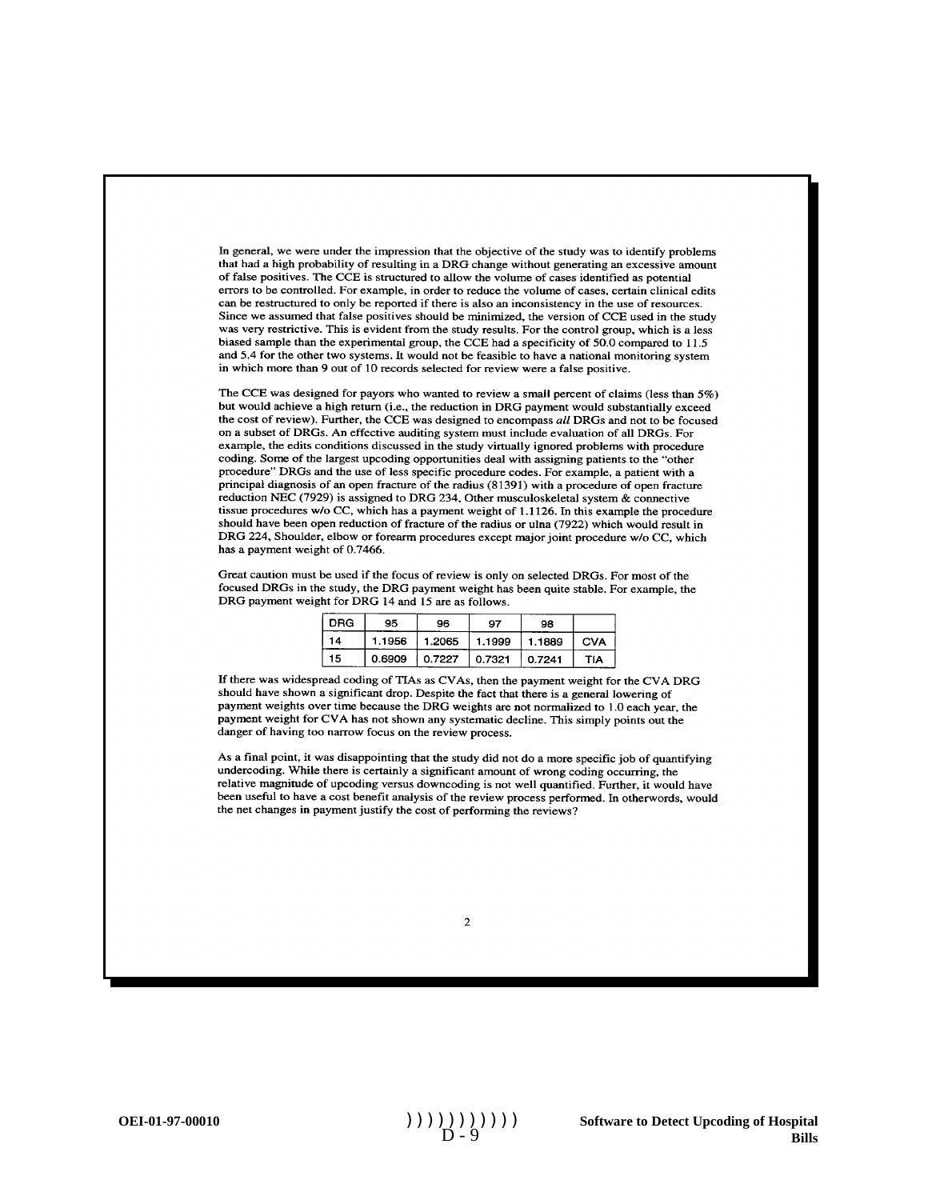In general, we were under the impression that the objective of the study was to identify problems that had a high probability of resulting in a DRG change without generating an excessive amount of false positives. The CCE is structured to allow the volume of cases identified as potential errors to be controlled. For example, in order to reduce the volume of cases, certain clinical edits can be restructured to only be reported if there is also an inconsistency in the use of resources. Since we assumed that false positives should be minimized, the version of CCE used in the study was very restrictive. This is evident from the study results. For the control group, which is a less biased sample than the experimental group, the CCE had a specificity of 50.0 compared to 11.5 and 5.4 for the other two systems. It would not be feasible to have a national monitoring system in which more than 9 out of 10 records selected for review were a false positive.

The CCE was designed for payors who wanted to review a small percent of claims (less than 5%) but would achieve a high return (i.e., the reduction in DRG payment would substantially exceed the cost of review). Further, the CCE was designed to encompass *all* DRGs and not to be focused on a subset of DRGs. An effective auditing system must include evaluation of all DRGs. For example, the edits conditions discussed in the study virtually ignored problems with procedure coding. Some of the largest upcoding opportunities deal with assigning patients to the "other procedure" DRGs and the use of less specific procedure codes. For example, a patient with a principal diagnosis of an open fracture of the radius (81391) with a procedure of open fracture reduction NEC (7929) is assigned to DRG 234, Other musculoskeletal system & connective tissue procedures w/o CC, which has a payment weight of 1.1126. In this example the procedure should have been open reduction of fracture of the radius or ulna (7922) which would result in DRG 224, Shoulder, elbow or forearm procedures except major joint procedure w/o CC, which has a payment weight of 0.7466.

Great caution must be used if the focus of review is only on selected DRGs. For most of the focused DRGs in the study, the DRG payment weight has been quite stable. For example, the DRG payment weight for DRG 14 and 15 are as follows.

| DRG | 95 | 96 | 97 | 98 | |
|---|---|---|---|---|---|
| 14 | 1.1956 | 1.2065 | 1.1999 | 1.1889 | CVA |
| 15 | 0.6909 | 0.7227 | 0.7321 | 0.7241 | TIA |

If there was widespread coding of TIAs as CVAs, then the payment weight for the CVA DRG should have shown a significant drop. Despite the fact that there is a general lowering of payment weights over time because the DRG weights are not normalized to 1.0 each year, the payment weight for CVA has not shown any systematic decline. This simply points out the danger of having too narrow focus on the review process.

As a final point, it was disappointing that the study did not do a more specific job of quantifying undercoding. While there is certainly a significant amount of wrong coding occurring, the relative magnitude of upcoding versus downcoding is not well quantified. Further, it would have been useful to have a cost benefit analysis of the review process performed. In otherwords, would the net changes in payment justify the cost of performing the reviews?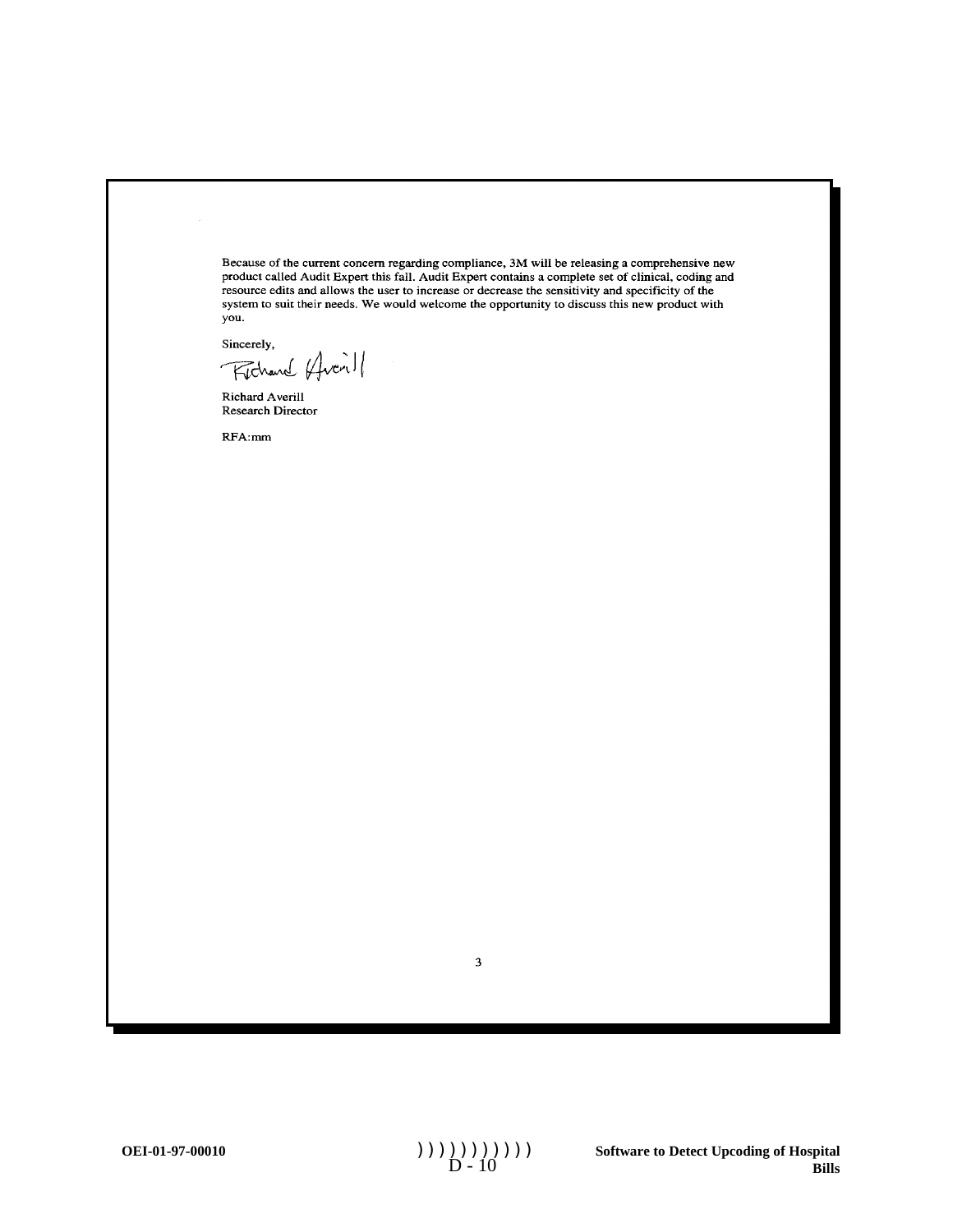Because of the current concern regarding compliance, 3M will be releasing a comprehensive new product called Audit Expert this fall. Audit Expert contains a complete set of clinical, coding and resource edits and allows the user to increase or decrease the sensitivity and specificity of the system to suit their needs. We would welcome the opportunity to discuss this new product with you.

Sincerely,

Richard Averill

Richard Averill
Research Director

RFA:mm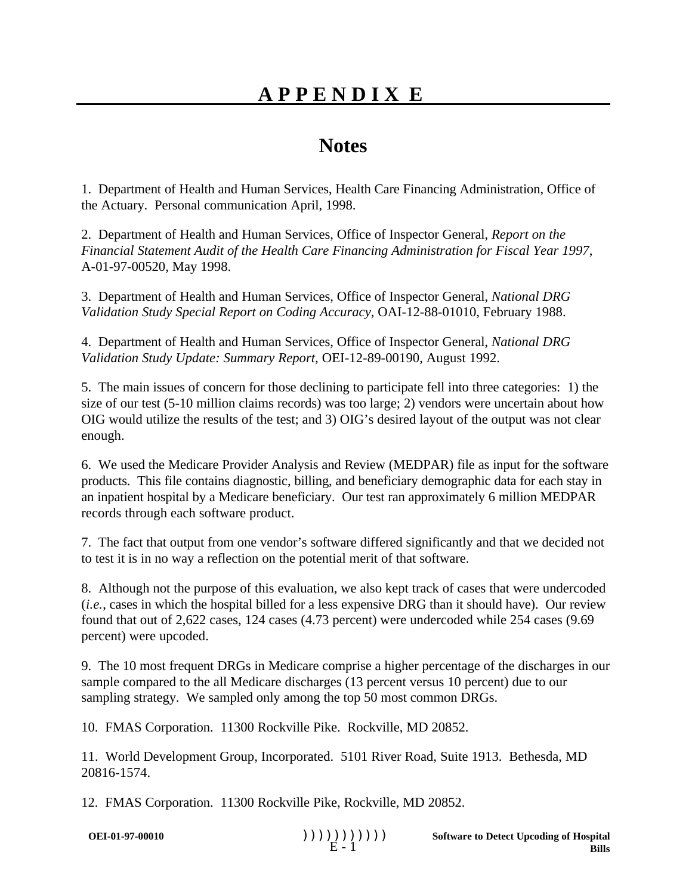# APPENDIX E

## Notes

1. Department of Health and Human Services, Health Care Financing Administration, Office of the Actuary. Personal communication April, 1998.

2. Department of Health and Human Services, Office of Inspector General, *Report on the Financial Statement Audit of the Health Care Financing Administration for Fiscal Year 1997*, A-01-97-00520, May 1998.

3. Department of Health and Human Services, Office of Inspector General, *National DRG Validation Study Special Report on Coding Accuracy*, OAI-12-88-01010, February 1988.

4. Department of Health and Human Services, Office of Inspector General, *National DRG Validation Study Update: Summary Report*, OEI-12-89-00190, August 1992.

5. The main issues of concern for those declining to participate fell into three categories: 1) the size of our test (5-10 million claims records) was too large; 2) vendors were uncertain about how OIG would utilize the results of the test; and 3) OIG's desired layout of the output was not clear enough.

6. We used the Medicare Provider Analysis and Review (MEDPAR) file as input for the software products. This file contains diagnostic, billing, and beneficiary demographic data for each stay in an inpatient hospital by a Medicare beneficiary. Our test ran approximately 6 million MEDPAR records through each software product.

7. The fact that output from one vendor's software differed significantly and that we decided not to test it is in no way a reflection on the potential merit of that software.

8. Although not the purpose of this evaluation, we also kept track of cases that were undercoded (*i.e.*, cases in which the hospital billed for a less expensive DRG than it should have). Our review found that out of 2,622 cases, 124 cases (4.73 percent) were undercoded while 254 cases (9.69 percent) were upcoded.

9. The 10 most frequent DRGs in Medicare comprise a higher percentage of the discharges in our sample compared to the all Medicare discharges (13 percent versus 10 percent) due to our sampling strategy. We sampled only among the top 50 most common DRGs.

10. FMAS Corporation. 11300 Rockville Pike. Rockville, MD 20852.

11. World Development Group, Incorporated. 5101 River Road, Suite 1913. Bethesda, MD 20816-1574.

12. FMAS Corporation. 11300 Rockville Pike, Rockville, MD 20852.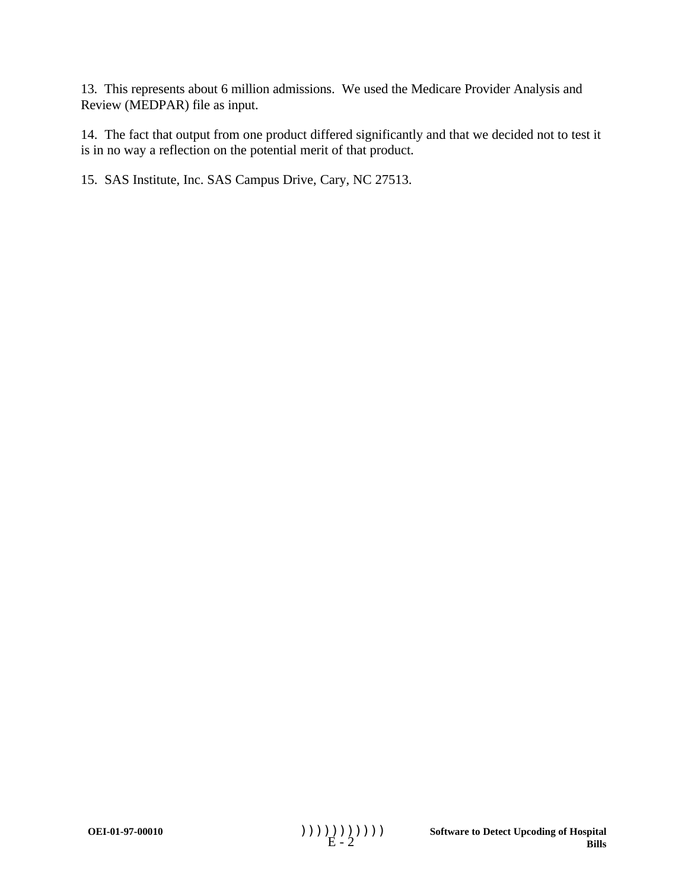13. This represents about 6 million admissions. We used the Medicare Provider Analysis and Review (MEDPAR) file as input.

14. The fact that output from one product differed significantly and that we decided not to test it is in no way a reflection on the potential merit of that product.

15. SAS Institute, Inc. SAS Campus Drive, Cary, NC 27513.